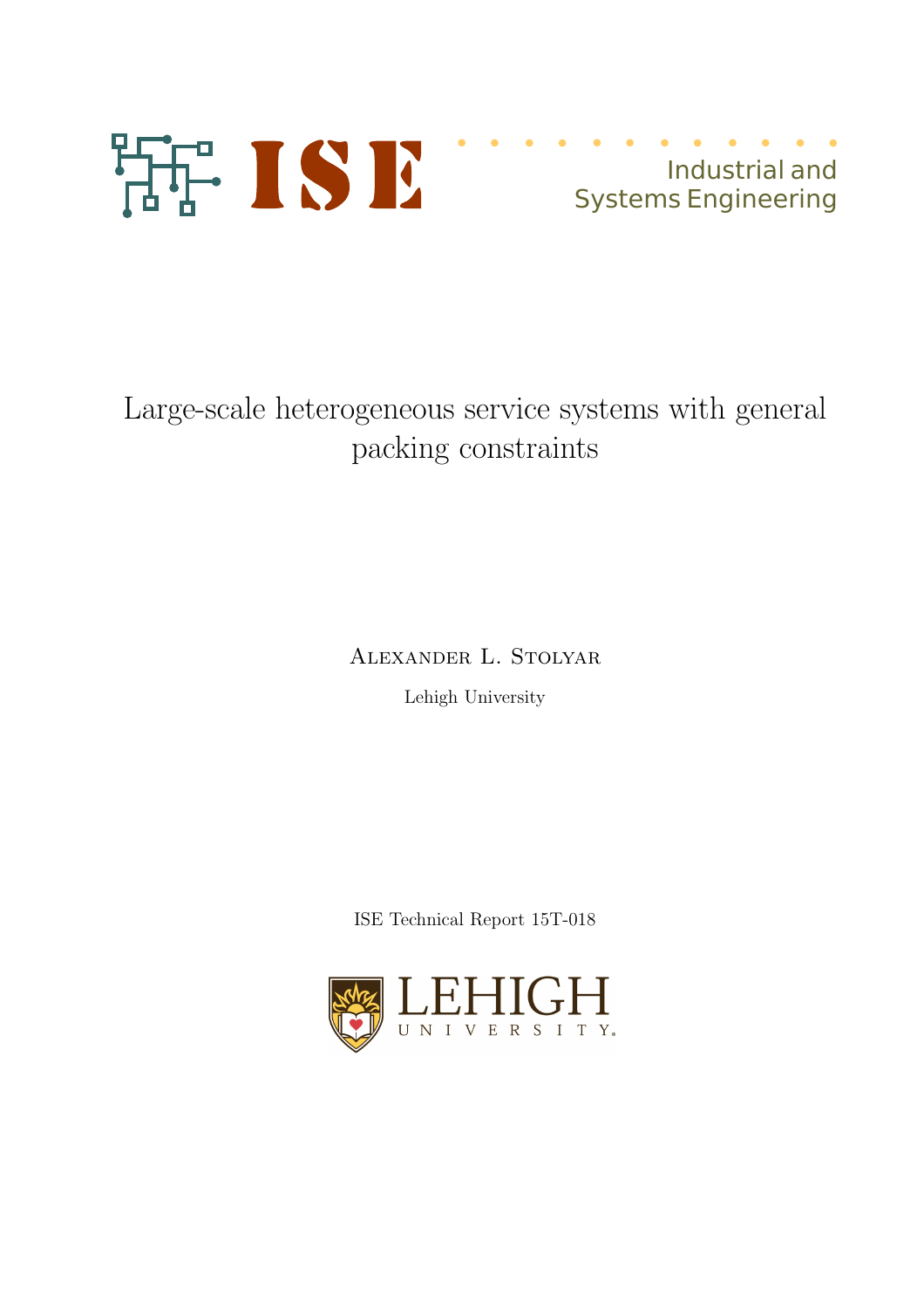ISE

Industrial and Systems Engineering

# Large-scale heterogeneous service systems with general packing constraints

Alexander L. Stolyar

Lehigh University

ISE Technical Report 15T-018

LEHIGH UNIVERSITY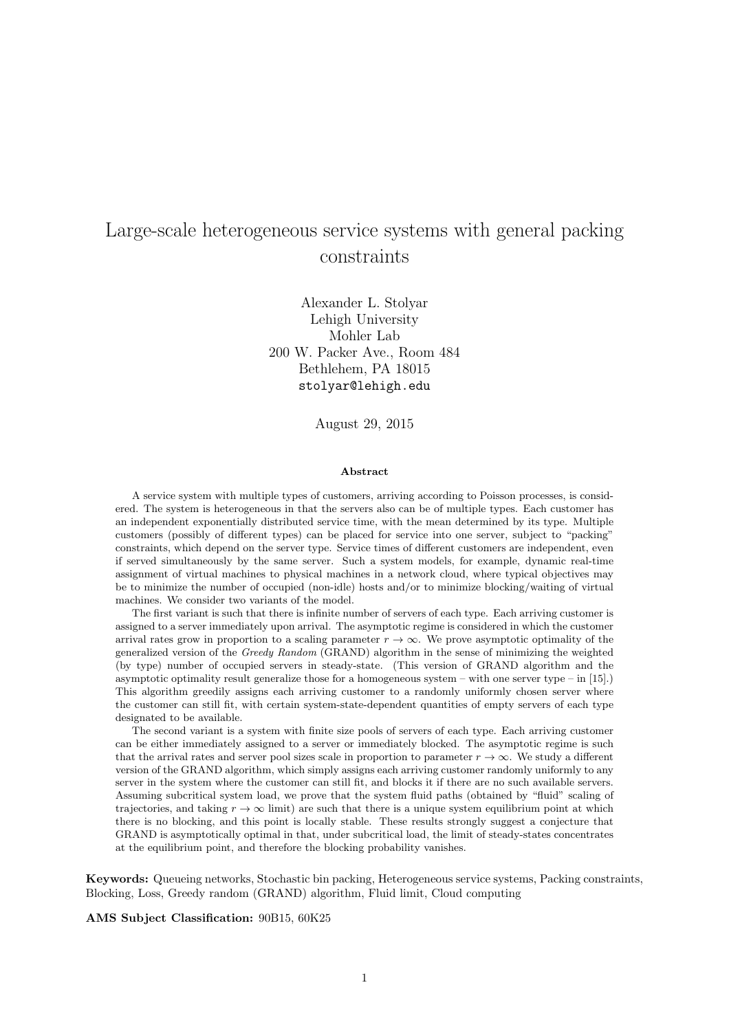# Large-scale heterogeneous service systems with general packing constraints

Alexander L. Stolyar  
Lehigh University  
Mohler Lab  
200 W. Packer Ave., Room 484  
Bethlehem, PA 18015  
stolyar@lehigh.edu

August 29, 2015

#### Abstract

A service system with multiple types of customers, arriving according to Poisson processes, is considered. The system is heterogeneous in that the servers also can be of multiple types. Each customer has an independent exponentially distributed service time, with the mean determined by its type. Multiple customers (possibly of different types) can be placed for service into one server, subject to "packing" constraints, which depend on the server type. Service times of different customers are independent, even if served simultaneously by the same server. Such a system models, for example, dynamic real-time assignment of virtual machines to physical machines in a network cloud, where typical objectives may be to minimize the number of occupied (non-idle) hosts and/or to minimize blocking/waiting of virtual machines. We consider two variants of the model.

The first variant is such that there is infinite number of servers of each type. Each arriving customer is assigned to a server immediately upon arrival. The asymptotic regime is considered in which the customer arrival rates grow in proportion to a scaling parameter $r \to \infty$. We prove asymptotic optimality of the generalized version of the *Greedy Random* (GRAND) algorithm in the sense of minimizing the weighted (by type) number of occupied servers in steady-state. (This version of GRAND algorithm and the asymptotic optimality result generalize those for a homogeneous system – with one server type – in [15].) This algorithm greedily assigns each arriving customer to a randomly uniformly chosen server where the customer can still fit, with certain system-state-dependent quantities of empty servers of each type designated to be available.

The second variant is a system with finite size pools of servers of each type. Each arriving customer can be either immediately assigned to a server or immediately blocked. The asymptotic regime is such that the arrival rates and server pool sizes scale in proportion to parameter $r \to \infty$. We study a different version of the GRAND algorithm, which simply assigns each arriving customer randomly uniformly to any server in the system where the customer can still fit, and blocks it if there are no such available servers. Assuming subcritical system load, we prove that the system fluid paths (obtained by "fluid" scaling of trajectories, and taking $r \to \infty$ limit) are such that there is a unique system equilibrium point at which there is no blocking, and this point is locally stable. These results strongly suggest a conjecture that GRAND is asymptotically optimal in that, under subcritical load, the limit of steady-states concentrates at the equilibrium point, and therefore the blocking probability vanishes.

**Keywords:** Queueing networks, Stochastic bin packing, Heterogeneous service systems, Packing constraints, Blocking, Loss, Greedy random (GRAND) algorithm, Fluid limit, Cloud computing

**AMS Subject Classification:** 90B15, 60K25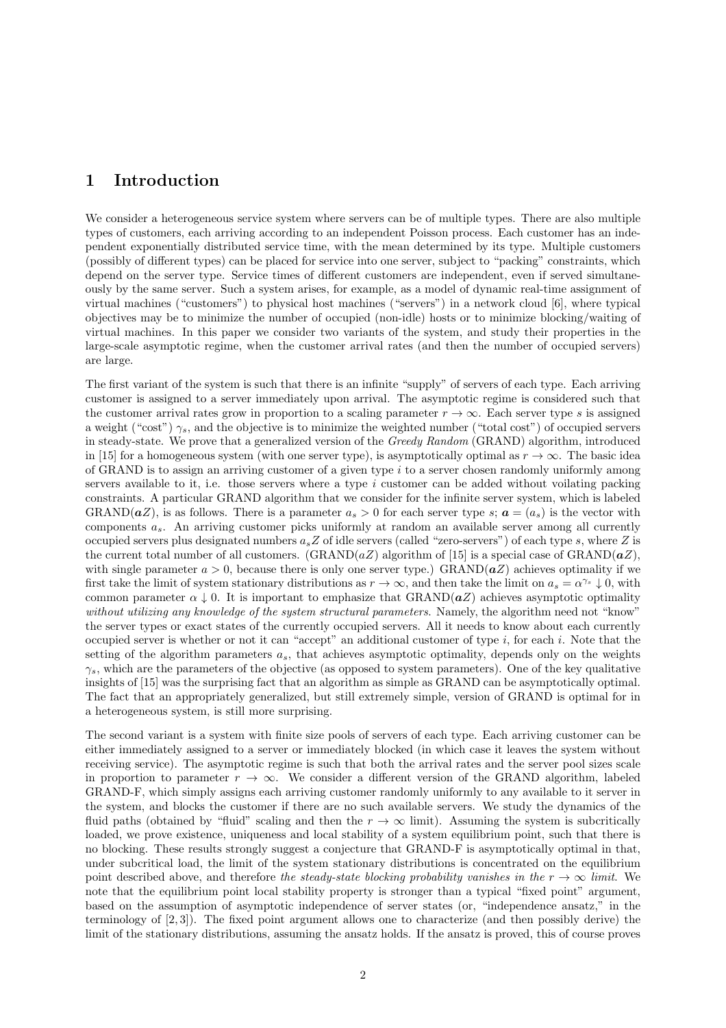# 1 Introduction

We consider a heterogeneous service system where servers can be of multiple types. There are also multiple types of customers, each arriving according to an independent Poisson process. Each customer has an independent exponentially distributed service time, with the mean determined by its type. Multiple customers (possibly of different types) can be placed for service into one server, subject to "packing" constraints, which depend on the server type. Service times of different customers are independent, even if served simultaneously by the same server. Such a system arises, for example, as a model of dynamic real-time assignment of virtual machines ("customers") to physical host machines ("servers") in a network cloud [6], where typical objectives may be to minimize the number of occupied (non-idle) hosts or to minimize blocking/waiting of virtual machines. In this paper we consider two variants of the system, and study their properties in the large-scale asymptotic regime, when the customer arrival rates (and then the number of occupied servers) are large.

The first variant of the system is such that there is an infinite "supply" of servers of each type. Each arriving customer is assigned to a server immediately upon arrival. The asymptotic regime is considered such that the customer arrival rates grow in proportion to a scaling parameter $r \to \infty$. Each server type $s$ is assigned a weight ("cost") $\gamma_s$, and the objective is to minimize the weighted number ("total cost") of occupied servers in steady-state. We prove that a generalized version of the *Greedy Random* (GRAND) algorithm, introduced in [15] for a homogeneous system (with one server type), is asymptotically optimal as $r \to \infty$. The basic idea of GRAND is to assign an arriving customer of a given type $i$ to a server chosen randomly uniformly among servers available to it, i.e. those servers where a type $i$ customer can be added without voilating packing constraints. A particular GRAND algorithm that we consider for the infinite server system, which is labeled GRAND($\boldsymbol{a}Z$), is as follows. There is a parameter $a_s > 0$ for each server type $s$; $\boldsymbol{a} = (a_s)$ is the vector with components $a_s$. An arriving customer picks uniformly at random an available server among all currently occupied servers plus designated numbers $a_s Z$ of idle servers (called "zero-servers") of each type $s$, where $Z$ is the current total number of all customers. (GRAND($aZ$) algorithm of [15] is a special case of GRAND($\boldsymbol{a}Z$), with single parameter $a > 0$, because there is only one server type.) GRAND($\boldsymbol{a}Z$) achieves optimality if we first take the limit of system stationary distributions as $r \to \infty$, and then take the limit on $a_s = \alpha^{\gamma_s} \downarrow 0$, with common parameter $\alpha \downarrow 0$. It is important to emphasize that GRAND($\boldsymbol{a}Z$) achieves asymptotic optimality *without utilizing any knowledge of the system structural parameters*. Namely, the algorithm need not "know" the server types or exact states of the currently occupied servers. All it needs to know about each currently occupied server is whether or not it can "accept" an additional customer of type $i$, for each $i$. Note that the setting of the algorithm parameters $a_s$, that achieves asymptotic optimality, depends only on the weights $\gamma_s$, which are the parameters of the objective (as opposed to system parameters). One of the key qualitative insights of [15] was the surprising fact that an algorithm as simple as GRAND can be asymptotically optimal. The fact that an appropriately generalized, but still extremely simple, version of GRAND is optimal for in a heterogeneous system, is still more surprising.

The second variant is a system with finite size pools of servers of each type. Each arriving customer can be either immediately assigned to a server or immediately blocked (in which case it leaves the system without receiving service). The asymptotic regime is such that both the arrival rates and the server pool sizes scale in proportion to parameter $r \to \infty$. We consider a different version of the GRAND algorithm, labeled GRAND-F, which simply assigns each arriving customer randomly uniformly to any available to it server in the system, and blocks the customer if there are no such available servers. We study the dynamics of the fluid paths (obtained by "fluid" scaling and then the $r \to \infty$ limit). Assuming the system is subcritically loaded, we prove existence, uniqueness and local stability of a system equilibrium point, such that there is no blocking. These results strongly suggest a conjecture that GRAND-F is asymptotically optimal in that, under subcritical load, the limit of the system stationary distributions is concentrated on the equilibrium point described above, and therefore *the steady-state blocking probability vanishes in the $r \to \infty$ limit*. We note that the equilibrium point local stability property is stronger than a typical "fixed point" argument, based on the assumption of asymptotic independence of server states (or, "independence ansatz," in the terminology of [2, 3]). The fixed point argument allows one to characterize (and then possibly derive) the limit of the stationary distributions, assuming the ansatz holds. If the ansatz is proved, this of course proves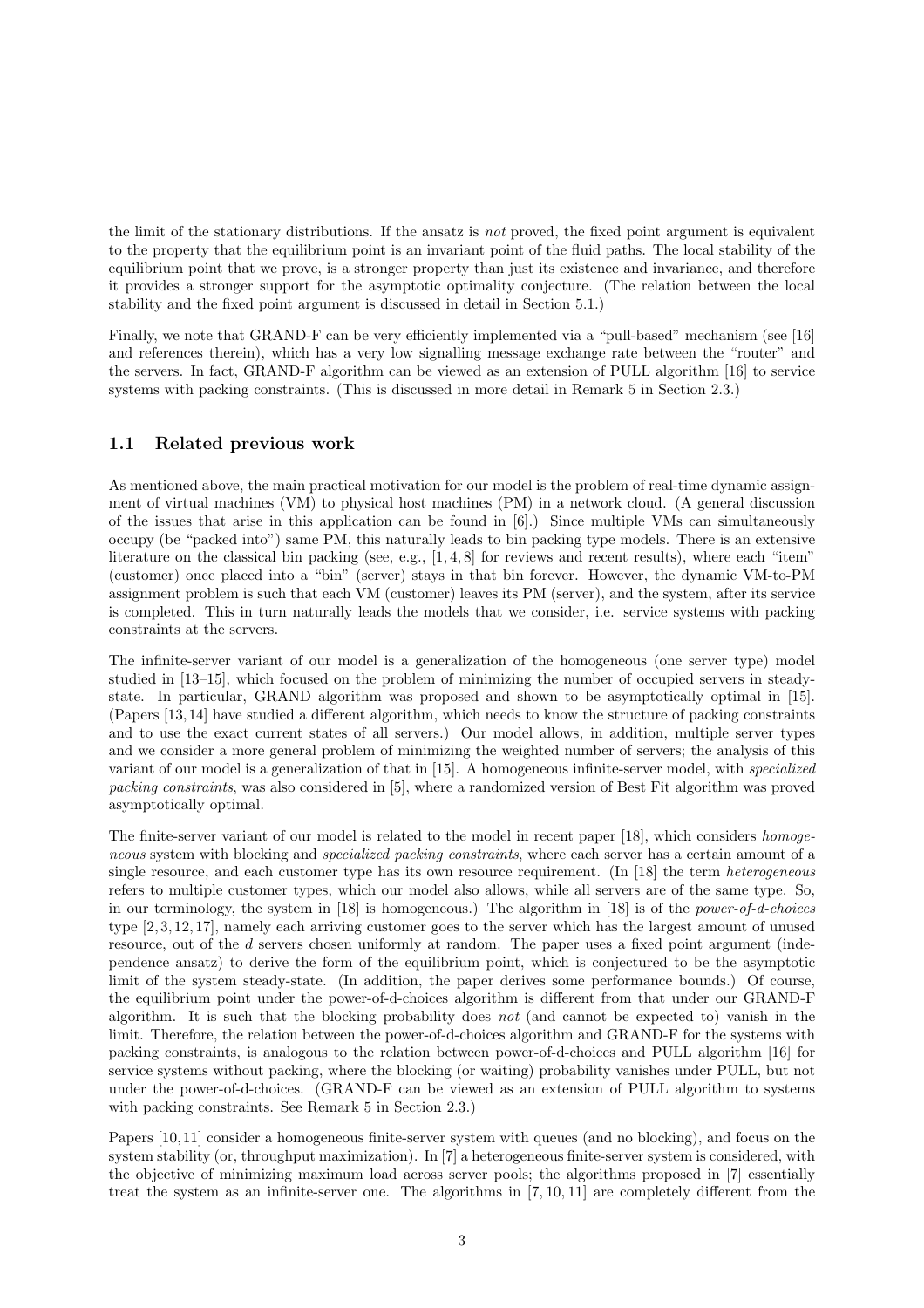the limit of the stationary distributions. If the ansatz is *not* proved, the fixed point argument is equivalent to the property that the equilibrium point is an invariant point of the fluid paths. The local stability of the equilibrium point that we prove, is a stronger property than just its existence and invariance, and therefore it provides a stronger support for the asymptotic optimality conjecture. (The relation between the local stability and the fixed point argument is discussed in detail in Section 5.1.)

Finally, we note that GRAND-F can be very efficiently implemented via a "pull-based" mechanism (see [16] and references therein), which has a very low signalling message exchange rate between the "router" and the servers. In fact, GRAND-F algorithm can be viewed as an extension of PULL algorithm [16] to service systems with packing constraints. (This is discussed in more detail in Remark 5 in Section 2.3.)

## 1.1 Related previous work

As mentioned above, the main practical motivation for our model is the problem of real-time dynamic assignment of virtual machines (VM) to physical host machines (PM) in a network cloud. (A general discussion of the issues that arise in this application can be found in [6].) Since multiple VMs can simultaneously occupy (be "packed into") same PM, this naturally leads to bin packing type models. There is an extensive literature on the classical bin packing (see, e.g., [1, 4, 8] for reviews and recent results), where each "item" (customer) once placed into a "bin" (server) stays in that bin forever. However, the dynamic VM-to-PM assignment problem is such that each VM (customer) leaves its PM (server), and the system, after its service is completed. This in turn naturally leads the models that we consider, i.e. service systems with packing constraints at the servers.

The infinite-server variant of our model is a generalization of the homogeneous (one server type) model studied in [13–15], which focused on the problem of minimizing the number of occupied servers in steady-state. In particular, GRAND algorithm was proposed and shown to be asymptotically optimal in [15]. (Papers [13, 14] have studied a different algorithm, which needs to know the structure of packing constraints and to use the exact current states of all servers.) Our model allows, in addition, multiple server types and we consider a more general problem of minimizing the weighted number of servers; the analysis of this variant of our model is a generalization of that in [15]. A homogeneous infinite-server model, with *specialized packing constraints*, was also considered in [5], where a randomized version of Best Fit algorithm was proved asymptotically optimal.

The finite-server variant of our model is related to the model in recent paper [18], which considers *homogeneous* system with blocking and *specialized packing constraints*, where each server has a certain amount of a single resource, and each customer type has its own resource requirement. (In [18] the term *heterogeneous* refers to multiple customer types, which our model also allows, while all servers are of the same type. So, in our terminology, the system in [18] is homogeneous.) The algorithm in [18] is of the *power-of-d-choices* type [2, 3, 12, 17], namely each arriving customer goes to the server which has the largest amount of unused resource, out of the $d$ servers chosen uniformly at random. The paper uses a fixed point argument (independence ansatz) to derive the form of the equilibrium point, which is conjectured to be the asymptotic limit of the system steady-state. (In addition, the paper derives some performance bounds.) Of course, the equilibrium point under the power-of-d-choices algorithm is different from that under our GRAND-F algorithm. It is such that the blocking probability does *not* (and cannot be expected to) vanish in the limit. Therefore, the relation between the power-of-d-choices algorithm and GRAND-F for the systems with packing constraints, is analogous to the relation between power-of-d-choices and PULL algorithm [16] for service systems without packing, where the blocking (or waiting) probability vanishes under PULL, but not under the power-of-d-choices. (GRAND-F can be viewed as an extension of PULL algorithm to systems with packing constraints. See Remark 5 in Section 2.3.)

Papers [10, 11] consider a homogeneous finite-server system with queues (and no blocking), and focus on the system stability (or, throughput maximization). In [7] a heterogeneous finite-server system is considered, with the objective of minimizing maximum load across server pools; the algorithms proposed in [7] essentially treat the system as an infinite-server one. The algorithms in [7, 10, 11] are completely different from the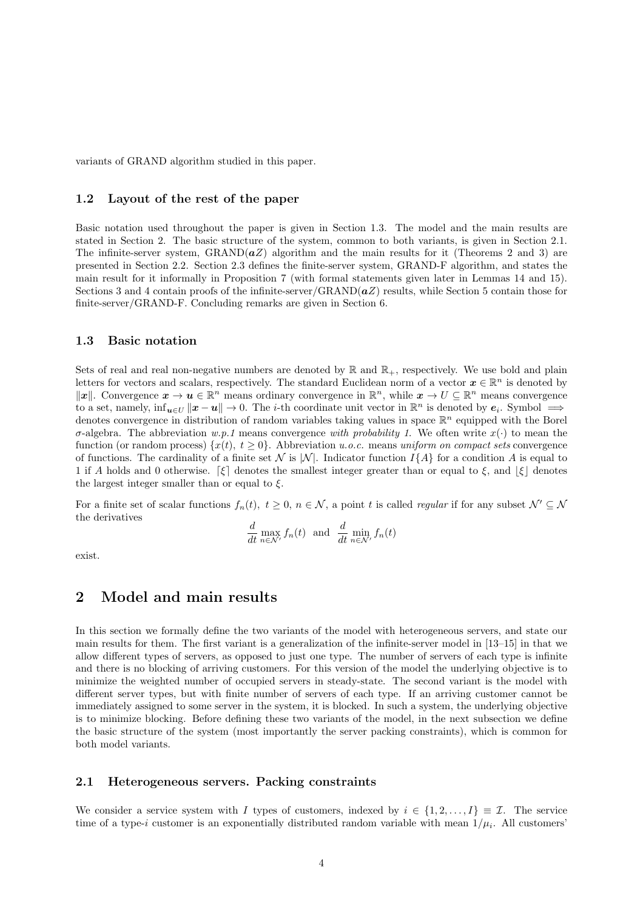variants of GRAND algorithm studied in this paper.

### 1.2 Layout of the rest of the paper

Basic notation used throughout the paper is given in Section 1.3. The model and the main results are stated in Section 2. The basic structure of the system, common to both variants, is given in Section 2.1. The infinite-server system, GRAND($\boldsymbol{a}Z$) algorithm and the main results for it (Theorems 2 and 3) are presented in Section 2.2. Section 2.3 defines the finite-server system, GRAND-F algorithm, and states the main result for it informally in Proposition 7 (with formal statements given later in Lemmas 14 and 15). Sections 3 and 4 contain proofs of the infinite-server/GRAND($\boldsymbol{a}Z$) results, while Section 5 contain those for finite-server/GRAND-F. Concluding remarks are given in Section 6.

### 1.3 Basic notation

Sets of real and real non-negative numbers are denoted by $\mathbb{R}$ and $\mathbb{R}_+$, respectively. We use bold and plain letters for vectors and scalars, respectively. The standard Euclidean norm of a vector $\boldsymbol{x} \in \mathbb{R}^n$ is denoted by $\|\boldsymbol{x}\|$. Convergence $\boldsymbol{x} \to \boldsymbol{u} \in \mathbb{R}^n$ means ordinary convergence in $\mathbb{R}^n$, while $\boldsymbol{x} \to U \subseteq \mathbb{R}^n$ means convergence to a set, namely, $\inf_{\boldsymbol{u} \in U} \|\boldsymbol{x} - \boldsymbol{u}\| \to 0$. The $i$-th coordinate unit vector in $\mathbb{R}^n$ is denoted by $\boldsymbol{e}_i$. Symbol $\Longrightarrow$ denotes convergence in distribution of random variables taking values in space $\mathbb{R}^n$ equipped with the Borel $\sigma$-algebra. The abbreviation *w.p.1* means convergence *with probability 1*. We often write $x(\cdot)$ to mean the function (or random process) $\{x(t),\ t \geq 0\}$. Abbreviation *u.o.c.* means *uniform on compact sets* convergence of functions. The cardinality of a finite set $\mathcal{N}$ is $|\mathcal{N}|$. Indicator function $I\{A\}$ for a condition $A$ is equal to 1 if $A$ holds and 0 otherwise. $\lceil \xi \rceil$ denotes the smallest integer greater than or equal to $\xi$, and $\lfloor \xi \rfloor$ denotes the largest integer smaller than or equal to $\xi$.

For a finite set of scalar functions $f_n(t),\ t \geq 0,\ n \in \mathcal{N}$, a point $t$ is called *regular* if for any subset $\mathcal{N}' \subseteq \mathcal{N}$ the derivatives

$$\frac{d}{dt} \max_{n \in \mathcal{N}'} f_n(t) \quad \text{and} \quad \frac{d}{dt} \min_{n \in \mathcal{N}'} f_n(t)$$

exist.

## 2 Model and main results

In this section we formally define the two variants of the model with heterogeneous servers, and state our main results for them. The first variant is a generalization of the infinite-server model in [13–15] in that we allow different types of servers, as opposed to just one type. The number of servers of each type is infinite and there is no blocking of arriving customers. For this version of the model the underlying objective is to minimize the weighted number of occupied servers in steady-state. The second variant is the model with different server types, but with finite number of servers of each type. If an arriving customer cannot be immediately assigned to some server in the system, it is blocked. In such a system, the underlying objective is to minimize blocking. Before defining these two variants of the model, in the next subsection we define the basic structure of the system (most importantly the server packing constraints), which is common for both model variants.

### 2.1 Heterogeneous servers. Packing constraints

We consider a service system with $I$ types of customers, indexed by $i \in \{1, 2, \ldots, I\} \equiv \mathcal{I}$. The service time of a type-$i$ customer is an exponentially distributed random variable with mean $1/\mu_i$. All customers'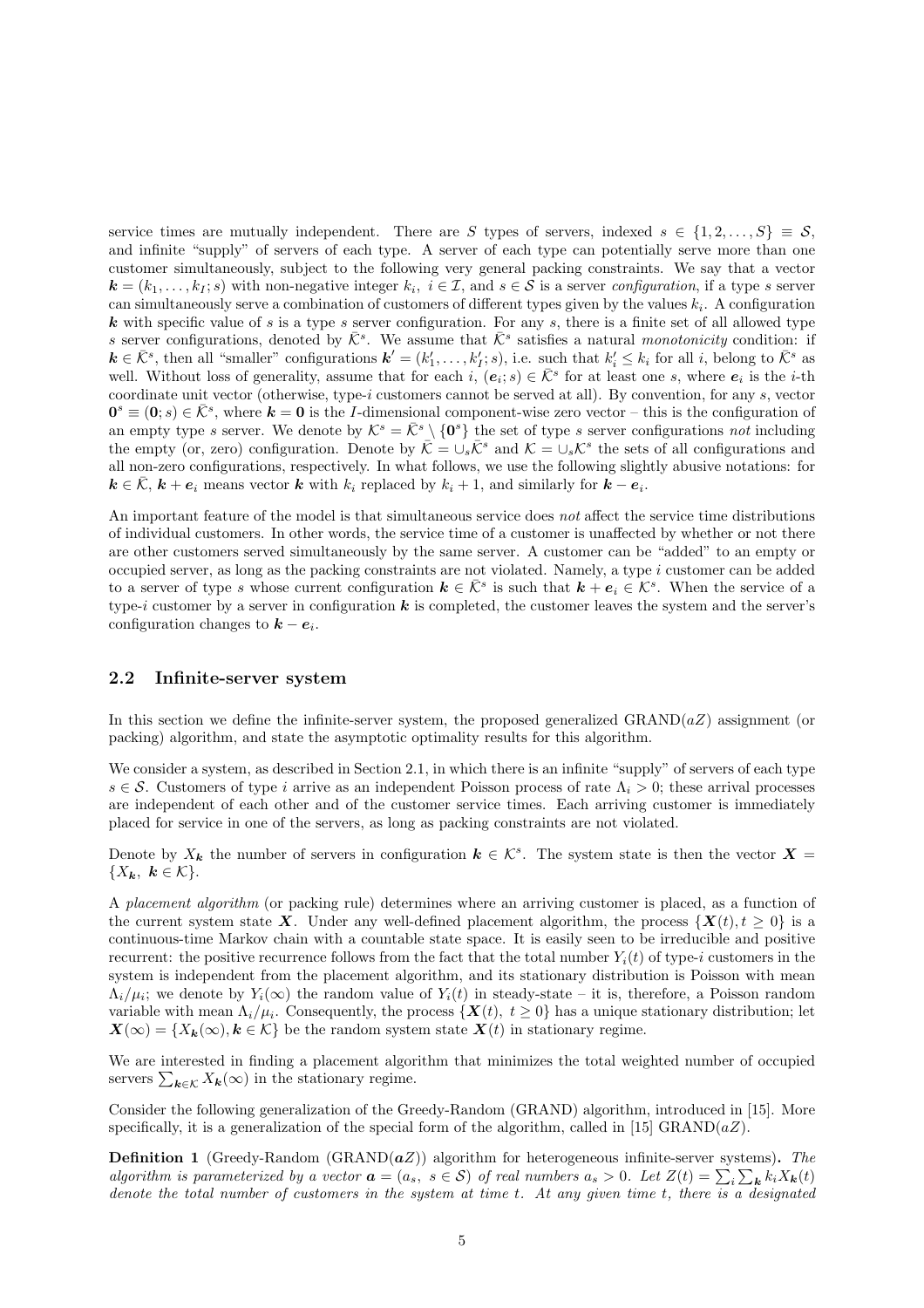service times are mutually independent. There are $S$ types of servers, indexed $s \in \{1, 2, \ldots, S\} \equiv \mathcal{S}$, and infinite "supply" of servers of each type. A server of each type can potentially serve more than one customer simultaneously, subject to the following very general packing constraints. We say that a vector $\boldsymbol{k} = (k_1, \ldots, k_I; s)$ with non-negative integer $k_i$, $i \in \mathcal{I}$, and $s \in \mathcal{S}$ is a server *configuration*, if a type $s$ server can simultaneously serve a combination of customers of different types given by the values $k_i$. A configuration $\boldsymbol{k}$ with specific value of $s$ is a type $s$ server configuration. For any $s$, there is a finite set of all allowed type $s$ server configurations, denoted by $\bar{\mathcal{K}}^s$. We assume that $\bar{\mathcal{K}}^s$ satisfies a natural *monotonicity* condition: if $\boldsymbol{k} \in \bar{\mathcal{K}}^s$, then all "smaller" configurations $\boldsymbol{k}' = (k'_1, \ldots, k'_I; s)$, i.e. such that $k'_i \le k_i$ for all $i$, belong to $\bar{\mathcal{K}}^s$ as well. Without loss of generality, assume that for each $i$, $(\boldsymbol{e}_i; s) \in \bar{\mathcal{K}}^s$ for at least one $s$, where $\boldsymbol{e}_i$ is the $i$-th coordinate unit vector (otherwise, type-$i$ customers cannot be served at all). By convention, for any $s$, vector $\boldsymbol{0}^s \equiv (\boldsymbol{0}; s) \in \bar{\mathcal{K}}^s$, where $\boldsymbol{k} = \boldsymbol{0}$ is the $I$-dimensional component-wise zero vector – this is the configuration of an empty type $s$ server. We denote by $\mathcal{K}^s = \bar{\mathcal{K}}^s \setminus \{\boldsymbol{0}^s\}$ the set of type $s$ server configurations *not* including the empty (or, zero) configuration. Denote by $\bar{\mathcal{K}} = \cup_s \bar{\mathcal{K}}^s$ and $\mathcal{K} = \cup_s \mathcal{K}^s$ the sets of all configurations and all non-zero configurations, respectively. In what follows, we use the following slightly abusive notations: for $\boldsymbol{k} \in \bar{\mathcal{K}}$, $\boldsymbol{k} + \boldsymbol{e}_i$ means vector $\boldsymbol{k}$ with $k_i$ replaced by $k_i + 1$, and similarly for $\boldsymbol{k} - \boldsymbol{e}_i$.

An important feature of the model is that simultaneous service does *not* affect the service time distributions of individual customers. In other words, the service time of a customer is unaffected by whether or not there are other customers served simultaneously by the same server. A customer can be "added" to an empty or occupied server, as long as the packing constraints are not violated. Namely, a type $i$ customer can be added to a server of type $s$ whose current configuration $\boldsymbol{k} \in \bar{\mathcal{K}}^s$ is such that $\boldsymbol{k} + \boldsymbol{e}_i \in \mathcal{K}^s$. When the service of a type-$i$ customer by a server in configuration $\boldsymbol{k}$ is completed, the customer leaves the system and the server's configuration changes to $\boldsymbol{k} - \boldsymbol{e}_i$.

## 2.2 Infinite-server system

In this section we define the infinite-server system, the proposed generalized GRAND($aZ$) assignment (or packing) algorithm, and state the asymptotic optimality results for this algorithm.

We consider a system, as described in Section 2.1, in which there is an infinite "supply" of servers of each type $s \in \mathcal{S}$. Customers of type $i$ arrive as an independent Poisson process of rate $\Lambda_i > 0$; these arrival processes are independent of each other and of the customer service times. Each arriving customer is immediately placed for service in one of the servers, as long as packing constraints are not violated.

Denote by $X_{\boldsymbol{k}}$ the number of servers in configuration $\boldsymbol{k} \in \mathcal{K}^s$. The system state is then the vector $\boldsymbol{X} = \{X_{\boldsymbol{k}},\ \boldsymbol{k} \in \mathcal{K}\}$.

A *placement algorithm* (or packing rule) determines where an arriving customer is placed, as a function of the current system state $\boldsymbol{X}$. Under any well-defined placement algorithm, the process $\{\boldsymbol{X}(t), t \ge 0\}$ is a continuous-time Markov chain with a countable state space. It is easily seen to be irreducible and positive recurrent: the positive recurrence follows from the fact that the total number $Y_i(t)$ of type-$i$ customers in the system is independent from the placement algorithm, and its stationary distribution is Poisson with mean $\Lambda_i/\mu_i$; we denote by $Y_i(\infty)$ the random value of $Y_i(t)$ in steady-state – it is, therefore, a Poisson random variable with mean $\Lambda_i/\mu_i$. Consequently, the process $\{\boldsymbol{X}(t),\ t \ge 0\}$ has a unique stationary distribution; let $\boldsymbol{X}(\infty) = \{X_{\boldsymbol{k}}(\infty), \boldsymbol{k} \in \mathcal{K}\}$ be the random system state $\boldsymbol{X}(t)$ in stationary regime.

We are interested in finding a placement algorithm that minimizes the total weighted number of occupied servers $\sum_{\boldsymbol{k} \in \mathcal{K}} X_{\boldsymbol{k}}(\infty)$ in the stationary regime.

Consider the following generalization of the Greedy-Random (GRAND) algorithm, introduced in [15]. More specifically, it is a generalization of the special form of the algorithm, called in [15] GRAND($aZ$).

**Definition 1** (Greedy-Random (GRAND($\boldsymbol{a}Z$)) algorithm for heterogeneous infinite-server systems)**.** *The algorithm is parameterized by a vector $\boldsymbol{a} = (a_s,\ s \in \mathcal{S})$ of real numbers $a_s > 0$. Let $Z(t) = \sum_i \sum_{\boldsymbol{k}} k_i X_{\boldsymbol{k}}(t)$ denote the total number of customers in the system at time $t$. At any given time $t$, there is a designated*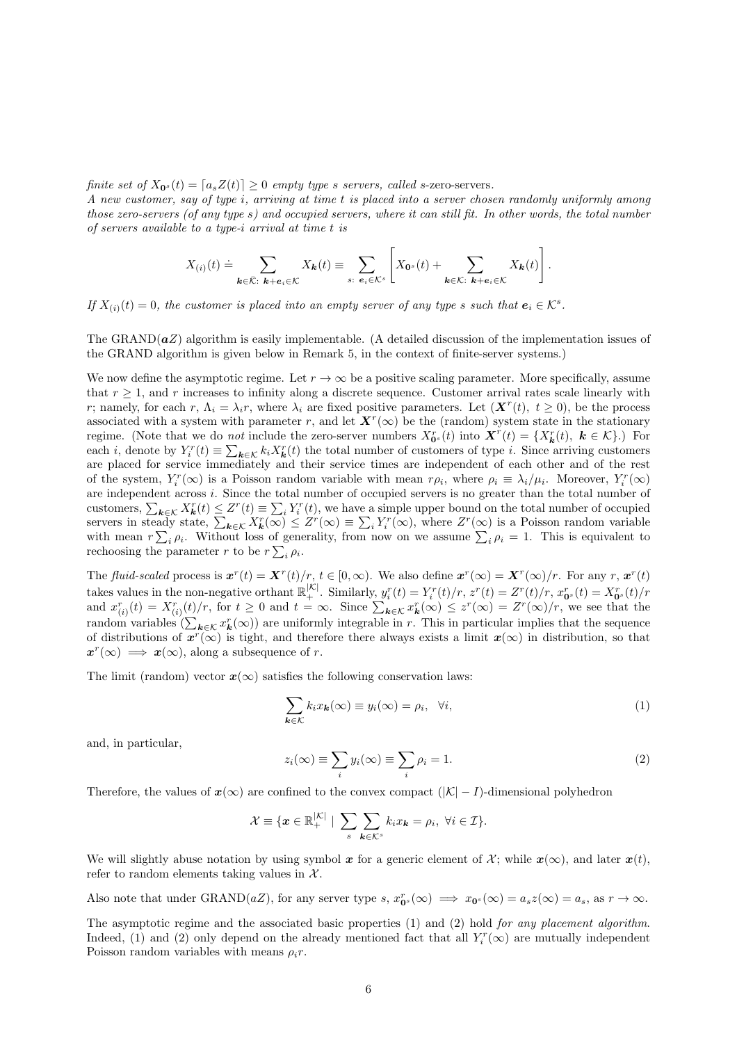*finite set of $X_{\mathbf{0}^s}(t) = \lceil a_s Z(t) \rceil \geq 0$ empty type $s$ servers, called $s$-zero-servers.*
*A new customer, say of type $i$, arriving at time $t$ is placed into a server chosen randomly uniformly among those zero-servers (of any type $s$) and occupied servers, where it can still fit. In other words, the total number of servers available to a type-$i$ arrival at time $t$ is*

$$X_{(i)}(t) \doteq \sum_{\boldsymbol{k} \in \bar{\mathcal{K}}:\ \boldsymbol{k}+\boldsymbol{e}_i \in \mathcal{K}} X_{\boldsymbol{k}}(t) \equiv \sum_{s:\ \boldsymbol{e}_i \in \mathcal{K}^s} \left[ X_{\mathbf{0}^s}(t) + \sum_{\boldsymbol{k} \in \mathcal{K}:\ \boldsymbol{k}+\boldsymbol{e}_i \in \mathcal{K}} X_{\boldsymbol{k}}(t) \right].$$

*If $X_{(i)}(t) = 0$, the customer is placed into an empty server of any type $s$ such that $\boldsymbol{e}_i \in \mathcal{K}^s$.*

The GRAND($\boldsymbol{a}Z$) algorithm is easily implementable. (A detailed discussion of the implementation issues of the GRAND algorithm is given below in Remark 5, in the context of finite-server systems.)

We now define the asymptotic regime. Let $r \to \infty$ be a positive scaling parameter. More specifically, assume that $r \geq 1$, and $r$ increases to infinity along a discrete sequence. Customer arrival rates scale linearly with $r$; namely, for each $r$, $\Lambda_i = \lambda_i r$, where $\lambda_i$ are fixed positive parameters. Let $(\boldsymbol{X}^r(t),\ t \geq 0)$, be the process associated with a system with parameter $r$, and let $\boldsymbol{X}^r(\infty)$ be the (random) system state in the stationary regime. (Note that we do *not* include the zero-server numbers $X^r_{\mathbf{0}^s}(t)$ into $\boldsymbol{X}^r(t) = \{X^r_{\boldsymbol{k}}(t),\ \boldsymbol{k} \in \mathcal{K}\}$.) For each $i$, denote by $Y^r_i(t) \equiv \sum_{\boldsymbol{k} \in \mathcal{K}} k_i X^r_{\boldsymbol{k}}(t)$ the total number of customers of type $i$. Since arriving customers are placed for service immediately and their service times are independent of each other and of the rest of the system, $Y^r_i(\infty)$ is a Poisson random variable with mean $r\rho_i$, where $\rho_i \equiv \lambda_i/\mu_i$. Moreover, $Y^r_i(\infty)$ are independent across $i$. Since the total number of occupied servers is no greater than the total number of customers, $\sum_{\boldsymbol{k} \in \mathcal{K}} X^r_{\boldsymbol{k}}(t) \leq Z^r(t) \equiv \sum_i Y^r_i(t)$, we have a simple upper bound on the total number of occupied servers in steady state, $\sum_{\boldsymbol{k} \in \mathcal{K}} X^r_{\boldsymbol{k}}(\infty) \leq Z^r(\infty) \equiv \sum_i Y^r_i(\infty)$, where $Z^r(\infty)$ is a Poisson random variable with mean $r \sum_i \rho_i$. Without loss of generality, from now on we assume $\sum_i \rho_i = 1$. This is equivalent to rechoosing the parameter $r$ to be $r \sum_i \rho_i$.

The *fluid-scaled* process is $\boldsymbol{x}^r(t) = \boldsymbol{X}^r(t)/r$, $t \in [0, \infty)$. We also define $\boldsymbol{x}^r(\infty) = \boldsymbol{X}^r(\infty)/r$. For any $r$, $\boldsymbol{x}^r(t)$ takes values in the non-negative orthant $\mathbb{R}^{|\mathcal{K}|}_+$. Similarly, $y^r_i(t) = Y^r_i(t)/r$, $z^r(t) = Z^r(t)/r$, $x^r_{\mathbf{0}^s}(t) = X^r_{\mathbf{0}^s}(t)/r$ and $x^r_{(i)}(t) = X^r_{(i)}(t)/r$, for $t \geq 0$ and $t = \infty$. Since $\sum_{\boldsymbol{k} \in \mathcal{K}} x^r_{\boldsymbol{k}}(\infty) \leq z^r(\infty) = Z^r(\infty)/r$, we see that the random variables $(\sum_{\boldsymbol{k} \in \mathcal{K}} x^r_{\boldsymbol{k}}(\infty))$ are uniformly integrable in $r$. This in particular implies that the sequence of distributions of $\boldsymbol{x}^r(\infty)$ is tight, and therefore there always exists a limit $\boldsymbol{x}(\infty)$ in distribution, so that $\boldsymbol{x}^r(\infty) \implies \boldsymbol{x}(\infty)$, along a subsequence of $r$.

The limit (random) vector $\boldsymbol{x}(\infty)$ satisfies the following conservation laws:

$$\sum_{\boldsymbol{k} \in \mathcal{K}} k_i x_{\boldsymbol{k}}(\infty) \equiv y_i(\infty) = \rho_i, \quad \forall i, \tag{1}$$

and, in particular,

$$z_i(\infty) \equiv \sum_i y_i(\infty) \equiv \sum_i \rho_i = 1. \tag{2}$$

Therefore, the values of $\boldsymbol{x}(\infty)$ are confined to the convex compact $(|\mathcal{K}| - I)$-dimensional polyhedron

$$\mathcal{X} \equiv \{\boldsymbol{x} \in \mathbb{R}^{|\mathcal{K}|}_+ \mid \sum_s \sum_{\boldsymbol{k} \in \mathcal{K}^s} k_i x_{\boldsymbol{k}} = \rho_i,\ \forall i \in \mathcal{I}\}.$$

We will slightly abuse notation by using symbol $\boldsymbol{x}$ for a generic element of $\mathcal{X}$; while $\boldsymbol{x}(\infty)$, and later $\boldsymbol{x}(t)$, refer to random elements taking values in $\mathcal{X}$.

Also note that under GRAND($aZ$), for any server type $s$, $x^r_{\mathbf{0}^s}(\infty) \implies x_{\mathbf{0}^s}(\infty) = a_s z(\infty) = a_s$, as $r \to \infty$.

The asymptotic regime and the associated basic properties (1) and (2) hold *for any placement algorithm*. Indeed, (1) and (2) only depend on the already mentioned fact that all $Y^r_i(\infty)$ are mutually independent Poisson random variables with means $\rho_i r$.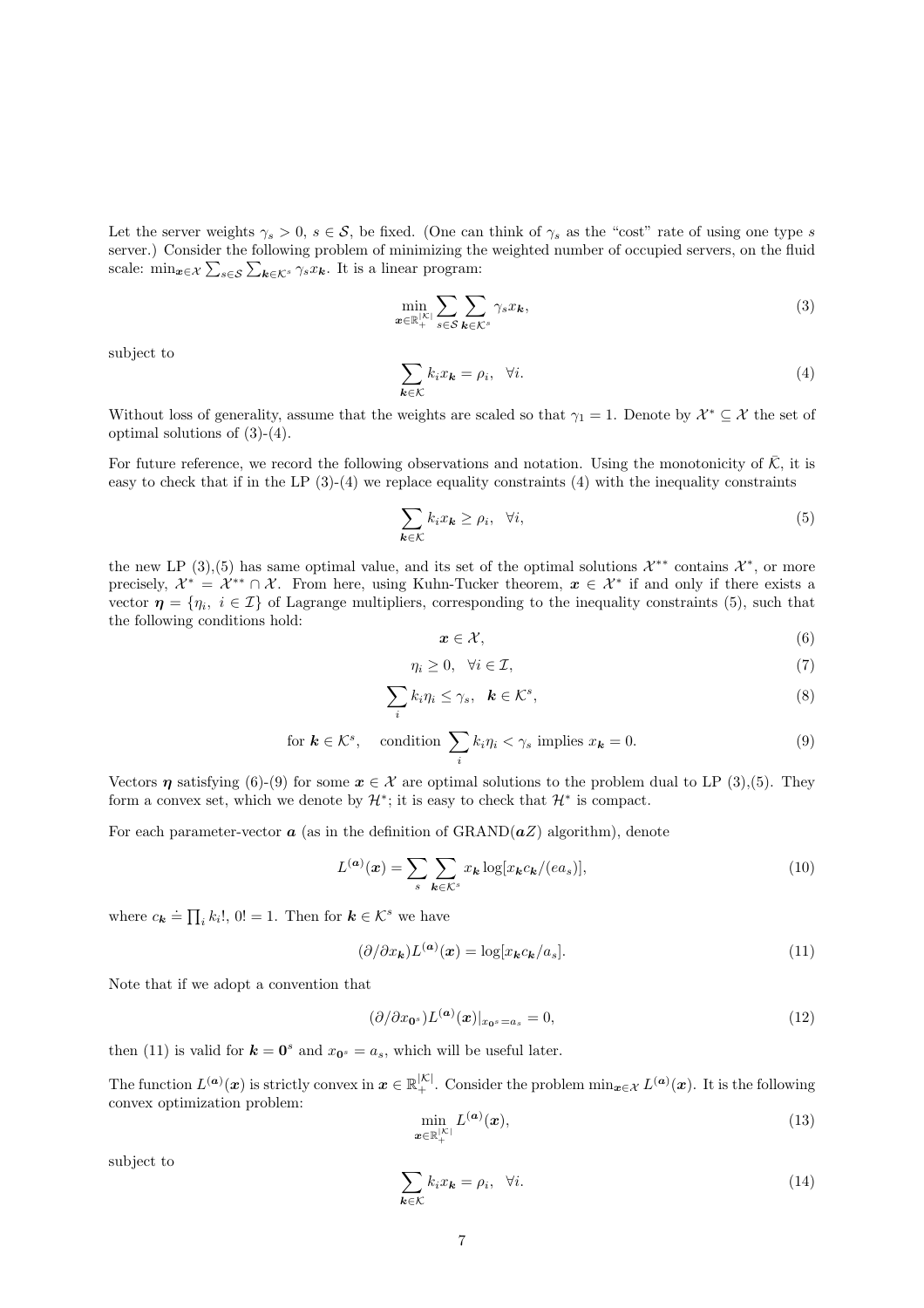Let the server weights $\gamma_s > 0$, $s \in \mathcal{S}$, be fixed. (One can think of $\gamma_s$ as the "cost" rate of using one type $s$ server.) Consider the following problem of minimizing the weighted number of occupied servers, on the fluid scale: $\min_{\boldsymbol{x}\in\mathcal{X}} \sum_{s\in\mathcal{S}} \sum_{\boldsymbol{k}\in\mathcal{K}^s} \gamma_s x_{\boldsymbol{k}}$. It is a linear program:

$$\min_{\boldsymbol{x}\in\mathbb{R}_+^{|\mathcal{K}|}} \sum_{s\in\mathcal{S}} \sum_{\boldsymbol{k}\in\mathcal{K}^s} \gamma_s x_{\boldsymbol{k}}, \tag{3}$$

subject to

$$\sum_{\boldsymbol{k}\in\mathcal{K}} k_i x_{\boldsymbol{k}} = \rho_i, \quad \forall i. \tag{4}$$

Without loss of generality, assume that the weights are scaled so that $\gamma_1 = 1$. Denote by $\mathcal{X}^* \subseteq \mathcal{X}$ the set of optimal solutions of (3)-(4).

For future reference, we record the following observations and notation. Using the monotonicity of $\bar{\mathcal{K}}$, it is easy to check that if in the LP (3)-(4) we replace equality constraints (4) with the inequality constraints

$$\sum_{\boldsymbol{k}\in\mathcal{K}} k_i x_{\boldsymbol{k}} \geq \rho_i, \quad \forall i, \tag{5}$$

the new LP (3),(5) has same optimal value, and its set of the optimal solutions $\mathcal{X}^{**}$ contains $\mathcal{X}^*$, or more precisely, $\mathcal{X}^* = \mathcal{X}^{**} \cap \mathcal{X}$. From here, using Kuhn-Tucker theorem, $\boldsymbol{x} \in \mathcal{X}^*$ if and only if there exists a vector $\boldsymbol{\eta} = \{\eta_i, \ i \in \mathcal{I}\}$ of Lagrange multipliers, corresponding to the inequality constraints (5), such that the following conditions hold:

$$\boldsymbol{x} \in \mathcal{X}, \tag{6}$$

$$\eta_i \geq 0, \quad \forall i \in \mathcal{I}, \tag{7}$$

$$\sum_i k_i \eta_i \leq \gamma_s, \quad \boldsymbol{k} \in \mathcal{K}^s, \tag{8}$$

$$\text{for } \boldsymbol{k} \in \mathcal{K}^s, \quad \text{condition } \sum_i k_i \eta_i < \gamma_s \text{ implies } x_{\boldsymbol{k}} = 0. \tag{9}$$

Vectors $\boldsymbol{\eta}$ satisfying (6)-(9) for some $\boldsymbol{x} \in \mathcal{X}$ are optimal solutions to the problem dual to LP (3),(5). They form a convex set, which we denote by $\mathcal{H}^*$; it is easy to check that $\mathcal{H}^*$ is compact.

For each parameter-vector $\boldsymbol{a}$ (as in the definition of GRAND($\boldsymbol{a}Z$) algorithm), denote

$$L^{(\boldsymbol{a})}(\boldsymbol{x}) = \sum_s \sum_{\boldsymbol{k}\in\mathcal{K}^s} x_{\boldsymbol{k}} \log[x_{\boldsymbol{k}} c_{\boldsymbol{k}}/(e a_s)], \tag{10}$$

where $c_{\boldsymbol{k}} \doteq \prod_i k_i!$, $0! = 1$. Then for $\boldsymbol{k} \in \mathcal{K}^s$ we have

$$(\partial/\partial x_{\boldsymbol{k}}) L^{(\boldsymbol{a})}(\boldsymbol{x}) = \log[x_{\boldsymbol{k}} c_{\boldsymbol{k}}/a_s]. \tag{11}$$

Note that if we adopt a convention that

$$(\partial/\partial x_{\boldsymbol{0}^s}) L^{(\boldsymbol{a})}(\boldsymbol{x})|_{x_{\boldsymbol{0}^s}=a_s} = 0, \tag{12}$$

then (11) is valid for $\boldsymbol{k} = \boldsymbol{0}^s$ and $x_{\boldsymbol{0}^s} = a_s$, which will be useful later.

The function $L^{(\boldsymbol{a})}(\boldsymbol{x})$ is strictly convex in $\boldsymbol{x} \in \mathbb{R}_+^{|\mathcal{K}|}$. Consider the problem $\min_{\boldsymbol{x}\in\mathcal{X}} L^{(\boldsymbol{a})}(\boldsymbol{x})$. It is the following convex optimization problem:

$$\min_{\boldsymbol{x}\in\mathbb{R}_+^{|\mathcal{K}|}} L^{(\boldsymbol{a})}(\boldsymbol{x}), \tag{13}$$

subject to

$$\sum_{\boldsymbol{k}\in\mathcal{K}} k_i x_{\boldsymbol{k}} = \rho_i, \quad \forall i. \tag{14}$$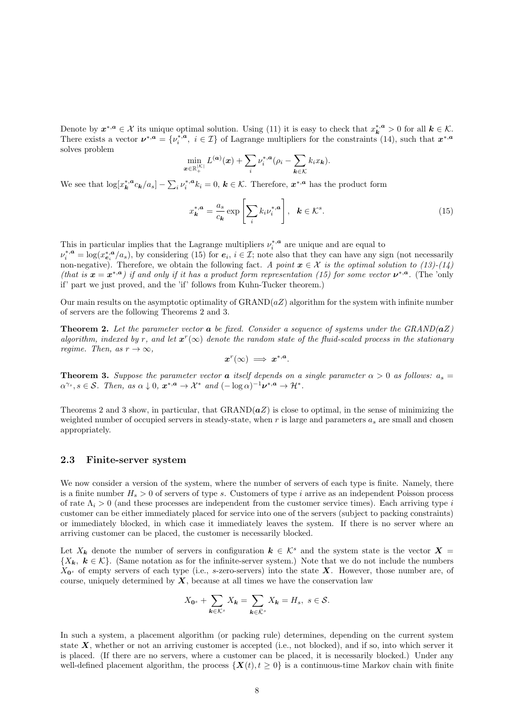Denote by $\boldsymbol{x}^{*,\boldsymbol{a}} \in \mathcal{X}$ its unique optimal solution. Using (11) it is easy to check that $x^{*,\boldsymbol{a}}_{\boldsymbol{k}} > 0$ for all $\boldsymbol{k} \in \mathcal{K}$. There exists a vector $\boldsymbol{\nu}^{*,\boldsymbol{a}} = \{\nu^{*,\boldsymbol{a}}_i, \ i \in \mathcal{I}\}$ of Lagrange multipliers for the constraints (14), such that $\boldsymbol{x}^{*,\boldsymbol{a}}$ solves problem

$$\min_{\boldsymbol{x} \in \mathbb{R}^{|\mathcal{K}|}_+} L^{(\boldsymbol{a})}(\boldsymbol{x}) + \sum_i \nu^{*,\boldsymbol{a}}_i (\rho_i - \sum_{\boldsymbol{k} \in \mathcal{K}} k_i x_{\boldsymbol{k}}).$$

We see that $\log[x^{*,\boldsymbol{a}}_{\boldsymbol{k}} c_{\boldsymbol{k}}/a_s] - \sum_i \nu^{*,\boldsymbol{a}}_i k_i = 0$, $\boldsymbol{k} \in \mathcal{K}$. Therefore, $\boldsymbol{x}^{*,\boldsymbol{a}}$ has the product form

$$x^{*,\boldsymbol{a}}_{\boldsymbol{k}} = \frac{a_s}{c_{\boldsymbol{k}}} \exp\left[\sum_i k_i \nu^{*,\boldsymbol{a}}_i\right], \quad \boldsymbol{k} \in \mathcal{K}^s. \tag{15}$$

This in particular implies that the Lagrange multipliers $\nu^{*,\boldsymbol{a}}_i$ are unique and are equal to $\nu^{*,\boldsymbol{a}}_i = \log(x^{*,\boldsymbol{a}}_{\boldsymbol{e}_i}/a_s)$, by considering (15) for $\boldsymbol{e}_i$, $i \in \mathcal{I}$; note also that they can have any sign (not necessarily non-negative). Therefore, we obtain the following fact. *A point $\boldsymbol{x} \in \mathcal{X}$ is the optimal solution to (13)-(14) (that is $\boldsymbol{x} = \boldsymbol{x}^{*,\boldsymbol{a}}$) if and only if it has a product form representation (15) for some vector $\boldsymbol{\nu}^{*,\boldsymbol{a}}$.* (The 'only if' part we just proved, and the 'if' follows from Kuhn-Tucker theorem.)

Our main results on the asymptotic optimality of GRAND($aZ$) algorithm for the system with infinite number of servers are the following Theorems 2 and 3.

**Theorem 2.** *Let the parameter vector $\boldsymbol{a}$ be fixed. Consider a sequence of systems under the GRAND($\boldsymbol{a}Z$) algorithm, indexed by $r$, and let $\boldsymbol{x}^r(\infty)$ denote the random state of the fluid-scaled process in the stationary regime. Then, as $r \to \infty$,*

$$\boldsymbol{x}^r(\infty) \implies \boldsymbol{x}^{*,\boldsymbol{a}}.$$

**Theorem 3.** *Suppose the parameter vector $\boldsymbol{a}$ itself depends on a single parameter $\alpha > 0$ as follows: $a_s = \alpha^{\gamma_s}, s \in \mathcal{S}$. Then, as $\alpha \downarrow 0$, $\boldsymbol{x}^{*,\boldsymbol{a}} \to \mathcal{X}^*$ and $(-\log \alpha)^{-1} \boldsymbol{\nu}^{*,\boldsymbol{a}} \to \mathcal{H}^*$.*

Theorems 2 and 3 show, in particular, that GRAND($\boldsymbol{a}Z$) is close to optimal, in the sense of minimizing the weighted number of occupied servers in steady-state, when $r$ is large and parameters $a_s$ are small and chosen appropriately.

### 2.3 Finite-server system

We now consider a version of the system, where the number of servers of each type is finite. Namely, there is a finite number $H_s > 0$ of servers of type $s$. Customers of type $i$ arrive as an independent Poisson process of rate $\Lambda_i > 0$ (and these processes are independent from the customer service times). Each arriving type $i$ customer can be either immediately placed for service into one of the servers (subject to packing constraints) or immediately blocked, in which case it immediately leaves the system. If there is no server where an arriving customer can be placed, the customer is necessarily blocked.

Let $X_{\boldsymbol{k}}$ denote the number of servers in configuration $\boldsymbol{k} \in \mathcal{K}^s$ and the system state is the vector $\boldsymbol{X} = \{X_{\boldsymbol{k}}, \ \boldsymbol{k} \in \mathcal{K}\}$. (Same notation as for the infinite-server system.) Note that we do not include the numbers $X_{\boldsymbol{0}^s}$ of empty servers of each type (i.e., $s$-zero-servers) into the state $\boldsymbol{X}$. However, those number are, of course, uniquely determined by $\boldsymbol{X}$, because at all times we have the conservation law

$$X_{\boldsymbol{0}^s} + \sum_{\boldsymbol{k} \in \mathcal{K}^s} X_{\boldsymbol{k}} = \sum_{\boldsymbol{k} \in \bar{\mathcal{K}}^s} X_{\boldsymbol{k}} = H_s, \ s \in \mathcal{S}.$$

In such a system, a placement algorithm (or packing rule) determines, depending on the current system state $\boldsymbol{X}$, whether or not an arriving customer is accepted (i.e., not blocked), and if so, into which server it is placed. (If there are no servers, where a customer can be placed, it is necessarily blocked.) Under any well-defined placement algorithm, the process $\{\boldsymbol{X}(t), t \geq 0\}$ is a continuous-time Markov chain with finite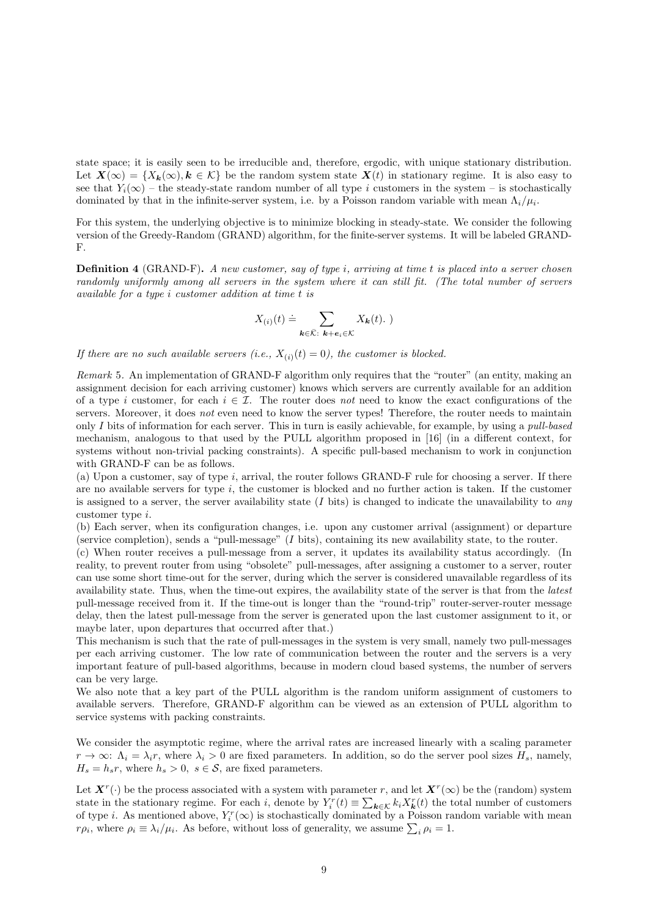state space; it is easily seen to be irreducible and, therefore, ergodic, with unique stationary distribution. Let $\boldsymbol{X}(\infty) = \{X_{\boldsymbol{k}}(\infty), \boldsymbol{k} \in \mathcal{K}\}$ be the random system state $\boldsymbol{X}(t)$ in stationary regime. It is also easy to see that $Y_i(\infty)$ – the steady-state random number of all type $i$ customers in the system – is stochastically dominated by that in the infinite-server system, i.e. by a Poisson random variable with mean $\Lambda_i/\mu_i$.

For this system, the underlying objective is to minimize blocking in steady-state. We consider the following version of the Greedy-Random (GRAND) algorithm, for the finite-server systems. It will be labeled GRAND-F.

**Definition 4** (GRAND-F). *A new customer, say of type $i$, arriving at time $t$ is placed into a server chosen randomly uniformly among all servers in the system where it can still fit. (The total number of servers available for a type $i$ customer addition at time $t$ is*

$$X_{(i)}(t) \doteq \sum_{\boldsymbol{k}\in\bar{\mathcal{K}}:\ \boldsymbol{k}+\boldsymbol{e}_i\in\mathcal{K}} X_{\boldsymbol{k}}(t).\ )$$

*If there are no such available servers (i.e., $X_{(i)}(t) = 0$), the customer is blocked.*

*Remark* 5. An implementation of GRAND-F algorithm only requires that the "router" (an entity, making an assignment decision for each arriving customer) knows which servers are currently available for an addition of a type $i$ customer, for each $i \in \mathcal{I}$. The router does *not* need to know the exact configurations of the servers. Moreover, it does *not* even need to know the server types! Therefore, the router needs to maintain only $I$ bits of information for each server. This in turn is easily achievable, for example, by using a *pull-based* mechanism, analogous to that used by the PULL algorithm proposed in [16] (in a different context, for systems without non-trivial packing constraints). A specific pull-based mechanism to work in conjunction with GRAND-F can be as follows.

(a) Upon a customer, say of type $i$, arrival, the router follows GRAND-F rule for choosing a server. If there are no available servers for type $i$, the customer is blocked and no further action is taken. If the customer is assigned to a server, the server availability state ($I$ bits) is changed to indicate the unavailability to *any* customer type $i$.

(b) Each server, when its configuration changes, i.e. upon any customer arrival (assignment) or departure (service completion), sends a "pull-message" ($I$ bits), containing its new availability state, to the router.

(c) When router receives a pull-message from a server, it updates its availability status accordingly. (In reality, to prevent router from using "obsolete" pull-messages, after assigning a customer to a server, router can use some short time-out for the server, during which the server is considered unavailable regardless of its availability state. Thus, when the time-out expires, the availability state of the server is that from the *latest* pull-message received from it. If the time-out is longer than the "round-trip" router-server-router message delay, then the latest pull-message from the server is generated upon the last customer assignment to it, or maybe later, upon departures that occurred after that.)

This mechanism is such that the rate of pull-messages in the system is very small, namely two pull-messages per each arriving customer. The low rate of communication between the router and the servers is a very important feature of pull-based algorithms, because in modern cloud based systems, the number of servers can be very large.

We also note that a key part of the PULL algorithm is the random uniform assignment of customers to available servers. Therefore, GRAND-F algorithm can be viewed as an extension of PULL algorithm to service systems with packing constraints.

We consider the asymptotic regime, where the arrival rates are increased linearly with a scaling parameter $r \to \infty$: $\Lambda_i = \lambda_i r$, where $\lambda_i > 0$ are fixed parameters. In addition, so do the server pool sizes $H_s$, namely, $H_s = h_s r$, where $h_s > 0$, $s \in \mathcal{S}$, are fixed parameters.

Let $\boldsymbol{X}^r(\cdot)$ be the process associated with a system with parameter $r$, and let $\boldsymbol{X}^r(\infty)$ be the (random) system state in the stationary regime. For each $i$, denote by $Y_i^r(t) \equiv \sum_{\boldsymbol{k}\in\mathcal{K}} k_i X_{\boldsymbol{k}}^r(t)$ the total number of customers of type $i$. As mentioned above, $Y_i^r(\infty)$ is stochastically dominated by a Poisson random variable with mean $r\rho_i$, where $\rho_i \equiv \lambda_i/\mu_i$. As before, without loss of generality, we assume $\sum_i \rho_i = 1$.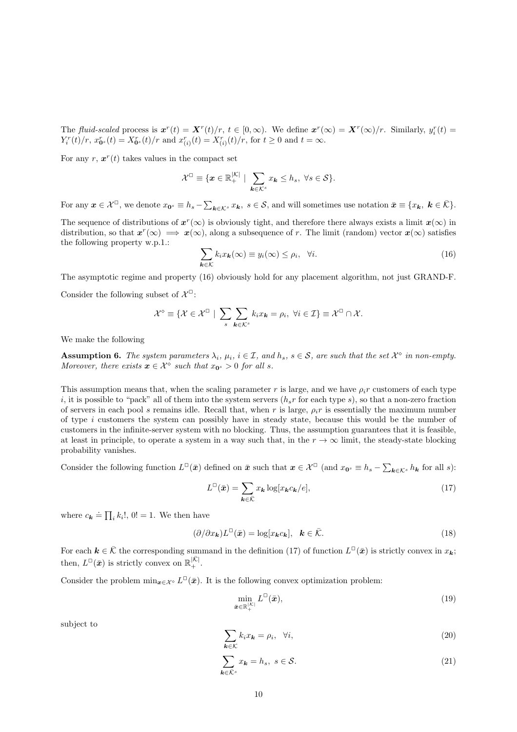The *fluid-scaled* process is $\boldsymbol{x}^r(t) = \boldsymbol{X}^r(t)/r$, $t \in [0,\infty)$. We define $\boldsymbol{x}^r(\infty) = \boldsymbol{X}^r(\infty)/r$. Similarly, $y_i^r(t) = Y_i^r(t)/r$, $x_{\mathbf{0}^s}^r(t) = X_{\mathbf{0}^s}^r(t)/r$ and $x_{(i)}^r(t) = X_{(i)}^r(t)/r$, for $t \geq 0$ and $t = \infty$.

For any $r$, $\boldsymbol{x}^r(t)$ takes values in the compact set

$$\mathcal{X}^\square \equiv \{\boldsymbol{x} \in \mathbb{R}_+^{|\mathcal{K}|} \mid \sum_{\boldsymbol{k} \in \mathcal{K}^s} x_{\boldsymbol{k}} \leq h_s, \ \forall s \in \mathcal{S}\}.$$

For any $\boldsymbol{x} \in \mathcal{X}^\square$, we denote $x_{\mathbf{0}^s} \equiv h_s - \sum_{\boldsymbol{k} \in \mathcal{K}^s} x_{\boldsymbol{k}}$, $s \in \mathcal{S}$, and will sometimes use notation $\bar{\boldsymbol{x}} \equiv \{x_{\boldsymbol{k}}, \ \boldsymbol{k} \in \bar{\mathcal{K}}\}$.

The sequence of distributions of $\boldsymbol{x}^r(\infty)$ is obviously tight, and therefore there always exists a limit $\boldsymbol{x}(\infty)$ in distribution, so that $\boldsymbol{x}^r(\infty) \implies \boldsymbol{x}(\infty)$, along a subsequence of $r$. The limit (random) vector $\boldsymbol{x}(\infty)$ satisfies the following property w.p.1.:

$$\sum_{\boldsymbol{k} \in \mathcal{K}} k_i x_{\boldsymbol{k}}(\infty) \equiv y_i(\infty) \leq \rho_i, \quad \forall i. \tag{16}$$

The asymptotic regime and property (16) obviously hold for any placement algorithm, not just GRAND-F.

Consider the following subset of $\mathcal{X}^\square$:

$$\mathcal{X}^\diamond \equiv \{\mathcal{X} \in \mathcal{X}^\square \mid \sum_s \sum_{\boldsymbol{k} \in \mathcal{K}^s} k_i x_{\boldsymbol{k}} = \rho_i, \ \forall i \in \mathcal{I}\} \equiv \mathcal{X}^\square \cap \mathcal{X}.$$

We make the following

**Assumption 6.** *The system parameters $\lambda_i$, $\mu_i$, $i \in \mathcal{I}$, and $h_s$, $s \in \mathcal{S}$, are such that the set $\mathcal{X}^\diamond$ in non-empty. Moreover, there exists $\boldsymbol{x} \in \mathcal{X}^\diamond$ such that $x_{\mathbf{0}^s} > 0$ for all $s$.*

This assumption means that, when the scaling parameter $r$ is large, and we have $\rho_i r$ customers of each type $i$, it is possible to "pack" all of them into the system servers ($h_s r$ for each type $s$), so that a non-zero fraction of servers in each pool $s$ remains idle. Recall that, when $r$ is large, $\rho_i r$ is essentially the maximum number of type $i$ customers the system can possibly have in steady state, because this would be the number of customers in the infinite-server system with no blocking. Thus, the assumption guarantees that it is feasible, at least in principle, to operate a system in a way such that, in the $r \to \infty$ limit, the steady-state blocking probability vanishes.

Consider the following function $L^\square(\bar{\boldsymbol{x}})$ defined on $\bar{\boldsymbol{x}}$ such that $\boldsymbol{x} \in \mathcal{X}^\square$ (and $x_{\mathbf{0}^s} \equiv h_s - \sum_{\boldsymbol{k} \in \mathcal{K}^s} h_{\boldsymbol{k}}$ for all $s$):

$$L^\square(\bar{\boldsymbol{x}}) = \sum_{\boldsymbol{k} \in \bar{\mathcal{K}}} x_{\boldsymbol{k}} \log[x_{\boldsymbol{k}} c_{\boldsymbol{k}}/e], \tag{17}$$

where $c_{\boldsymbol{k}} \doteq \prod_i k_i!$, $0! = 1$. We then have

$$(\partial/\partial x_{\boldsymbol{k}}) L^\square(\bar{\boldsymbol{x}}) = \log[x_{\boldsymbol{k}} c_{\boldsymbol{k}}], \quad \boldsymbol{k} \in \bar{\mathcal{K}}. \tag{18}$$

For each $\boldsymbol{k} \in \bar{\mathcal{K}}$ the corresponding summand in the definition (17) of function $L^\square(\bar{\boldsymbol{x}})$ is strictly convex in $x_{\boldsymbol{k}}$; then, $L^\square(\bar{\boldsymbol{x}})$ is strictly convex on $\mathbb{R}_+^{|\bar{\mathcal{K}}|}$.

Consider the problem $\min_{\boldsymbol{x} \in \mathcal{X}^\diamond} L^\square(\bar{\boldsymbol{x}})$. It is the following convex optimization problem:

$$\min_{\bar{\boldsymbol{x}} \in \mathbb{R}_+^{|\bar{\mathcal{K}}|}} L^\square(\bar{\boldsymbol{x}}), \tag{19}$$

subject to

$$\sum_{\boldsymbol{k} \in \mathcal{K}} k_i x_{\boldsymbol{k}} = \rho_i, \quad \forall i, \tag{20}$$

$$\sum_{\boldsymbol{k} \in \bar{\mathcal{K}}^s} x_{\boldsymbol{k}} = h_s, \ s \in \mathcal{S}. \tag{21}$$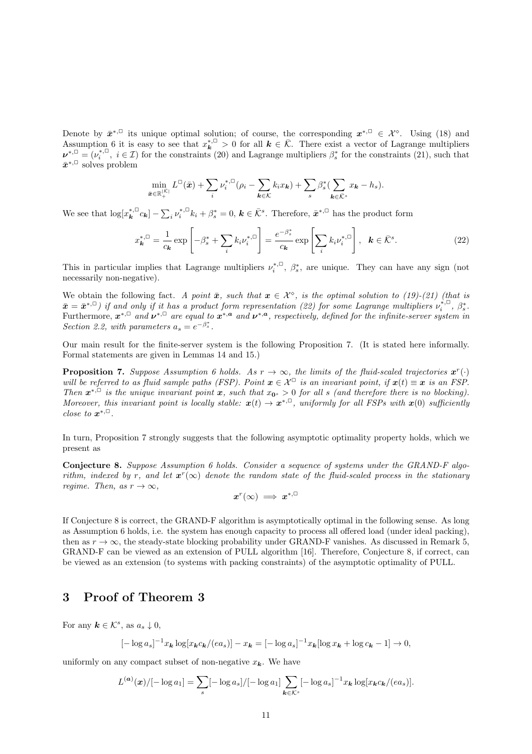Denote by $\bar{\boldsymbol{x}}^{*,\Box}$ its unique optimal solution; of course, the corresponding $\boldsymbol{x}^{*,\Box} \in \mathcal{X}^{\diamond}$. Using (18) and Assumption 6 it is easy to see that $x^{*,\Box}_{\boldsymbol{k}} > 0$ for all $\boldsymbol{k} \in \bar{\mathcal{K}}$. There exist a vector of Lagrange multipliers $\boldsymbol{\nu}^{*,\Box} = (\nu_i^{*,\Box},\ i \in \mathcal{I})$ for the constraints (20) and Lagrange multipliers $\beta_s^*$ for the constraints (21), such that $\bar{\boldsymbol{x}}^{*,\Box}$ solves problem

$$\min_{\bar{\boldsymbol{x}} \in \mathbb{R}_+^{|\bar{\mathcal{K}}|}} L^{\Box}(\bar{\boldsymbol{x}}) + \sum_i \nu_i^{*,\Box}(\rho_i - \sum_{\boldsymbol{k} \in \mathcal{K}} k_i x_{\boldsymbol{k}}) + \sum_s \beta_s^* (\sum_{\boldsymbol{k} \in \bar{\mathcal{K}}^s} x_{\boldsymbol{k}} - h_s).$$

We see that $\log[x^{*,\Box}_{\boldsymbol{k}} c_{\boldsymbol{k}}] - \sum_i \nu_i^{*,\Box} k_i + \beta_s^* = 0$, $\boldsymbol{k} \in \bar{\mathcal{K}}^s$. Therefore, $\bar{\boldsymbol{x}}^{*,\Box}$ has the product form

$$x^{*,\Box}_{\boldsymbol{k}} = \frac{1}{c_{\boldsymbol{k}}} \exp\left[-\beta_s^* + \sum_i k_i \nu_i^{*,\Box}\right] = \frac{e^{-\beta_s^*}}{c_{\boldsymbol{k}}} \exp\left[\sum_i k_i \nu_i^{*,\Box}\right], \quad \boldsymbol{k} \in \bar{\mathcal{K}}^s. \tag{22}$$

This in particular implies that Lagrange multipliers $\nu_i^{*,\Box}$, $\beta_s^*$, are unique. They can have any sign (not necessarily non-negative).

We obtain the following fact. *A point $\bar{\boldsymbol{x}}$, such that $\boldsymbol{x} \in \mathcal{X}^{\diamond}$, is the optimal solution to (19)-(21) (that is $\bar{\boldsymbol{x}} = \bar{\boldsymbol{x}}^{*,\Box}$) if and only if it has a product form representation (22) for some Lagrange multipliers $\nu_i^{*,\Box}$, $\beta_s^*$.* Furthermore, *$\boldsymbol{x}^{*,\Box}$ and $\boldsymbol{\nu}^{*,\Box}$ are equal to $\boldsymbol{x}^{*,\boldsymbol{a}}$ and $\boldsymbol{\nu}^{*,\boldsymbol{a}}$, respectively, defined for the infinite-server system in Section 2.2, with parameters $a_s = e^{-\beta_s^*}$.*

Our main result for the finite-server system is the following Proposition 7. (It is stated here informally. Formal statements are given in Lemmas 14 and 15.)

**Proposition 7.** *Suppose Assumption 6 holds. As $r \to \infty$, the limits of the fluid-scaled trajectories $\boldsymbol{x}^r(\cdot)$ will be referred to as fluid sample paths (FSP). Point $\boldsymbol{x} \in \mathcal{X}^{\Box}$ is an invariant point, if $\boldsymbol{x}(t) \equiv \boldsymbol{x}$ is an FSP. Then $\boldsymbol{x}^{*,\Box}$ is the unique invariant point $\boldsymbol{x}$, such that $x_{\boldsymbol{0}^s} > 0$ for all $s$ (and therefore there is no blocking). Moreover, this invariant point is locally stable: $\boldsymbol{x}(t) \to \boldsymbol{x}^{*,\Box}$, uniformly for all FSPs with $\boldsymbol{x}(0)$ sufficiently close to $\boldsymbol{x}^{*,\Box}$.*

In turn, Proposition 7 strongly suggests that the following asymptotic optimality property holds, which we present as

**Conjecture 8.** *Suppose Assumption 6 holds. Consider a sequence of systems under the GRAND-F algorithm, indexed by $r$, and let $\boldsymbol{x}^r(\infty)$ denote the random state of the fluid-scaled process in the stationary regime. Then, as $r \to \infty$,*

$$\boldsymbol{x}^r(\infty) \implies \boldsymbol{x}^{*,\Box}$$

If Conjecture 8 is correct, the GRAND-F algorithm is asymptotically optimal in the following sense. As long as Assumption 6 holds, i.e. the system has enough capacity to process all offered load (under ideal packing), then as $r \to \infty$, the steady-state blocking probability under GRAND-F vanishes. As discussed in Remark 5, GRAND-F can be viewed as an extension of PULL algorithm [16]. Therefore, Conjecture 8, if correct, can be viewed as an extension (to systems with packing constraints) of the asymptotic optimality of PULL.

# 3 Proof of Theorem 3

For any $\boldsymbol{k} \in \mathcal{K}^s$, as $a_s \downarrow 0$,

$$[-\log a_s]^{-1} x_{\boldsymbol{k}} \log[x_{\boldsymbol{k}} c_{\boldsymbol{k}}/(e a_s)] - x_{\boldsymbol{k}} = [-\log a_s]^{-1} x_{\boldsymbol{k}} [\log x_{\boldsymbol{k}} + \log c_{\boldsymbol{k}} - 1] \to 0,$$

uniformly on any compact subset of non-negative $x_{\boldsymbol{k}}$. We have

$$L^{(\boldsymbol{a})}(\boldsymbol{x})/[-\log a_1] = \sum_s [-\log a_s]/[-\log a_1] \sum_{\boldsymbol{k} \in \mathcal{K}^s} [-\log a_s]^{-1} x_{\boldsymbol{k}} \log[x_{\boldsymbol{k}} c_{\boldsymbol{k}}/(e a_s)].$$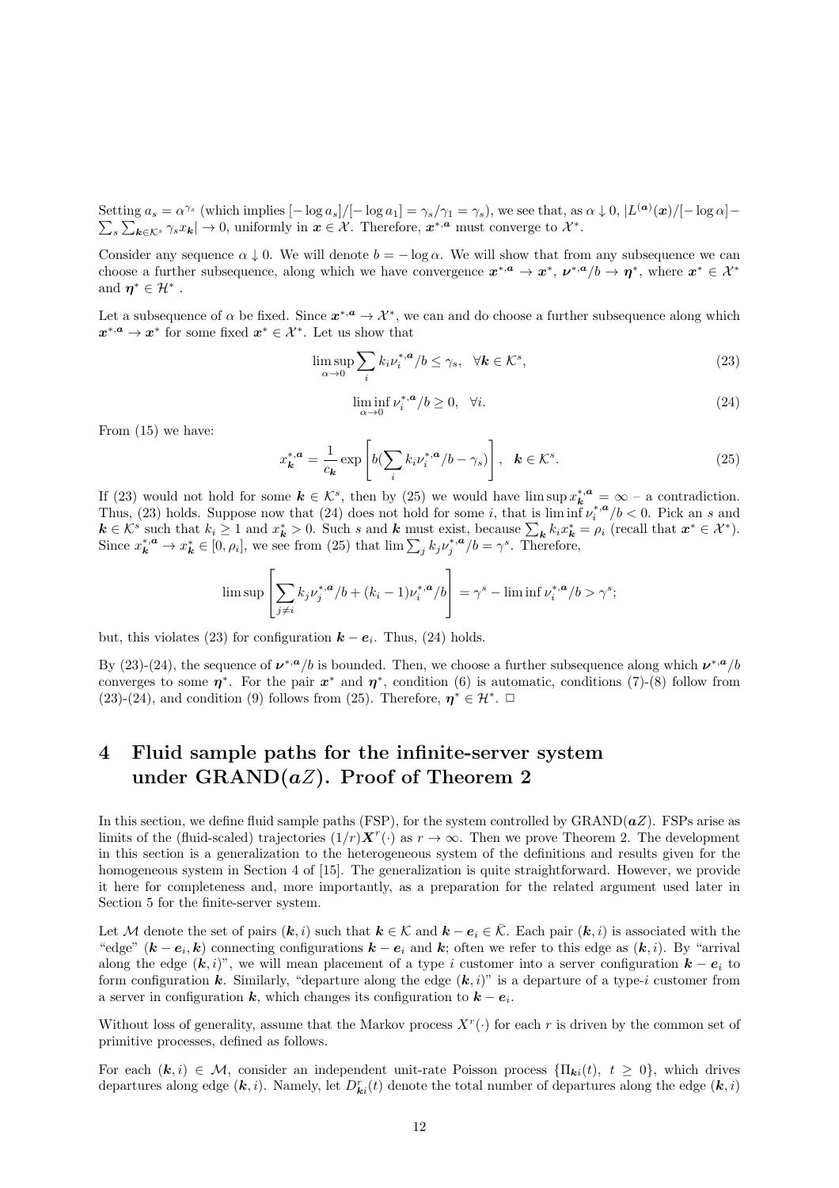Setting $a_s = \alpha^{\gamma_s}$ (which implies $[-\log a_s]/[-\log a_1] = \gamma_s/\gamma_1 = \gamma_s$), we see that, as $\alpha \downarrow 0$, $|L^{(\boldsymbol{a})}(\boldsymbol{x})/[-\log \alpha] - \sum_s \sum_{\boldsymbol{k} \in \mathcal{K}^s} \gamma_s x_{\boldsymbol{k}}| \to 0$, uniformly in $\boldsymbol{x} \in \mathcal{X}$. Therefore, $\boldsymbol{x}^{*,\boldsymbol{a}}$ must converge to $\mathcal{X}^*$.

Consider any sequence $\alpha \downarrow 0$. We will denote $b = -\log \alpha$. We will show that from any subsequence we can choose a further subsequence, along which we have convergence $\boldsymbol{x}^{*,\boldsymbol{a}} \to \boldsymbol{x}^*$, $\boldsymbol{\nu}^{*,\boldsymbol{a}}/b \to \boldsymbol{\eta}^*$, where $\boldsymbol{x}^* \in \mathcal{X}^*$ and $\boldsymbol{\eta}^* \in \mathcal{H}^*$ .

Let a subsequence of $\alpha$ be fixed. Since $\boldsymbol{x}^{*,\boldsymbol{a}} \to \mathcal{X}^*$, we can and do choose a further subsequence along which $\boldsymbol{x}^{*,\boldsymbol{a}} \to \boldsymbol{x}^*$ for some fixed $\boldsymbol{x}^* \in \mathcal{X}^*$. Let us show that

$$\limsup_{\alpha \to 0} \sum_i k_i \nu_i^{*,\boldsymbol{a}}/b \le \gamma_s, \quad \forall \boldsymbol{k} \in \mathcal{K}^s, \tag{23}$$

$$\liminf_{\alpha \to 0} \nu_i^{*,\boldsymbol{a}}/b \ge 0, \quad \forall i. \tag{24}$$

From (15) we have:

$$x_{\boldsymbol{k}}^{*,\boldsymbol{a}} = \frac{1}{c_{\boldsymbol{k}}} \exp\left[ b(\sum_i k_i \nu_i^{*,\boldsymbol{a}}/b - \gamma_s) \right], \quad \boldsymbol{k} \in \mathcal{K}^s. \tag{25}$$

If (23) would not hold for some $\boldsymbol{k} \in \mathcal{K}^s$, then by (25) we would have $\limsup x_{\boldsymbol{k}}^{*,\boldsymbol{a}} = \infty$ – a contradiction. Thus, (23) holds. Suppose now that (24) does not hold for some $i$, that is $\liminf \nu_i^{*,\boldsymbol{a}}/b < 0$. Pick an $s$ and $\boldsymbol{k} \in \mathcal{K}^s$ such that $k_i \ge 1$ and $x_{\boldsymbol{k}}^* > 0$. Such $s$ and $\boldsymbol{k}$ must exist, because $\sum_{\boldsymbol{k}} k_i x_{\boldsymbol{k}}^* = \rho_i$ (recall that $\boldsymbol{x}^* \in \mathcal{X}^*$). Since $x_{\boldsymbol{k}}^{*,\boldsymbol{a}} \to x_{\boldsymbol{k}}^* \in [0, \rho_i]$, we see from (25) that $\lim \sum_j k_j \nu_j^{*,\boldsymbol{a}}/b = \gamma^s$. Therefore,

$$\limsup \left[ \sum_{j \ne i} k_j \nu_j^{*,\boldsymbol{a}}/b + (k_i - 1)\nu_i^{*,\boldsymbol{a}}/b \right] = \gamma^s - \liminf \nu_i^{*,\boldsymbol{a}}/b > \gamma^s;$$

but, this violates (23) for configuration $\boldsymbol{k} - \boldsymbol{e}_i$. Thus, (24) holds.

By (23)-(24), the sequence of $\boldsymbol{\nu}^{*,\boldsymbol{a}}/b$ is bounded. Then, we choose a further subsequence along which $\boldsymbol{\nu}^{*,\boldsymbol{a}}/b$ converges to some $\boldsymbol{\eta}^*$. For the pair $\boldsymbol{x}^*$ and $\boldsymbol{\eta}^*$, condition (6) is automatic, conditions (7)-(8) follow from (23)-(24), and condition (9) follows from (25). Therefore, $\boldsymbol{\eta}^* \in \mathcal{H}^*$. □

# 4 Fluid sample paths for the infinite-server system under GRAND($\boldsymbol{a}Z$). Proof of Theorem 2

In this section, we define fluid sample paths (FSP), for the system controlled by GRAND($\boldsymbol{a}Z$). FSPs arise as limits of the (fluid-scaled) trajectories $(1/r)\boldsymbol{X}^r(\cdot)$ as $r \to \infty$. Then we prove Theorem 2. The development in this section is a generalization to the heterogeneous system of the definitions and results given for the homogeneous system in Section 4 of [15]. The generalization is quite straightforward. However, we provide it here for completeness and, more importantly, as a preparation for the related argument used later in Section 5 for the finite-server system.

Let $\mathcal{M}$ denote the set of pairs $(\boldsymbol{k}, i)$ such that $\boldsymbol{k} \in \mathcal{K}$ and $\boldsymbol{k} - \boldsymbol{e}_i \in \bar{\mathcal{K}}$. Each pair $(\boldsymbol{k}, i)$ is associated with the "edge" $(\boldsymbol{k} - \boldsymbol{e}_i, \boldsymbol{k})$ connecting configurations $\boldsymbol{k} - \boldsymbol{e}_i$ and $\boldsymbol{k}$; often we refer to this edge as $(\boldsymbol{k}, i)$. By "arrival along the edge $(\boldsymbol{k}, i)$", we will mean placement of a type $i$ customer into a server configuration $\boldsymbol{k} - \boldsymbol{e}_i$ to form configuration $\boldsymbol{k}$. Similarly, "departure along the edge $(\boldsymbol{k}, i)$" is a departure of a type-$i$ customer from a server in configuration $\boldsymbol{k}$, which changes its configuration to $\boldsymbol{k} - \boldsymbol{e}_i$.

Without loss of generality, assume that the Markov process $X^r(\cdot)$ for each $r$ is driven by the common set of primitive processes, defined as follows.

For each $(\boldsymbol{k}, i) \in \mathcal{M}$, consider an independent unit-rate Poisson process $\{\Pi_{\boldsymbol{k}i}(t),\ t \ge 0\}$, which drives departures along edge $(\boldsymbol{k}, i)$. Namely, let $D_{\boldsymbol{k}i}^r(t)$ denote the total number of departures along the edge $(\boldsymbol{k}, i)$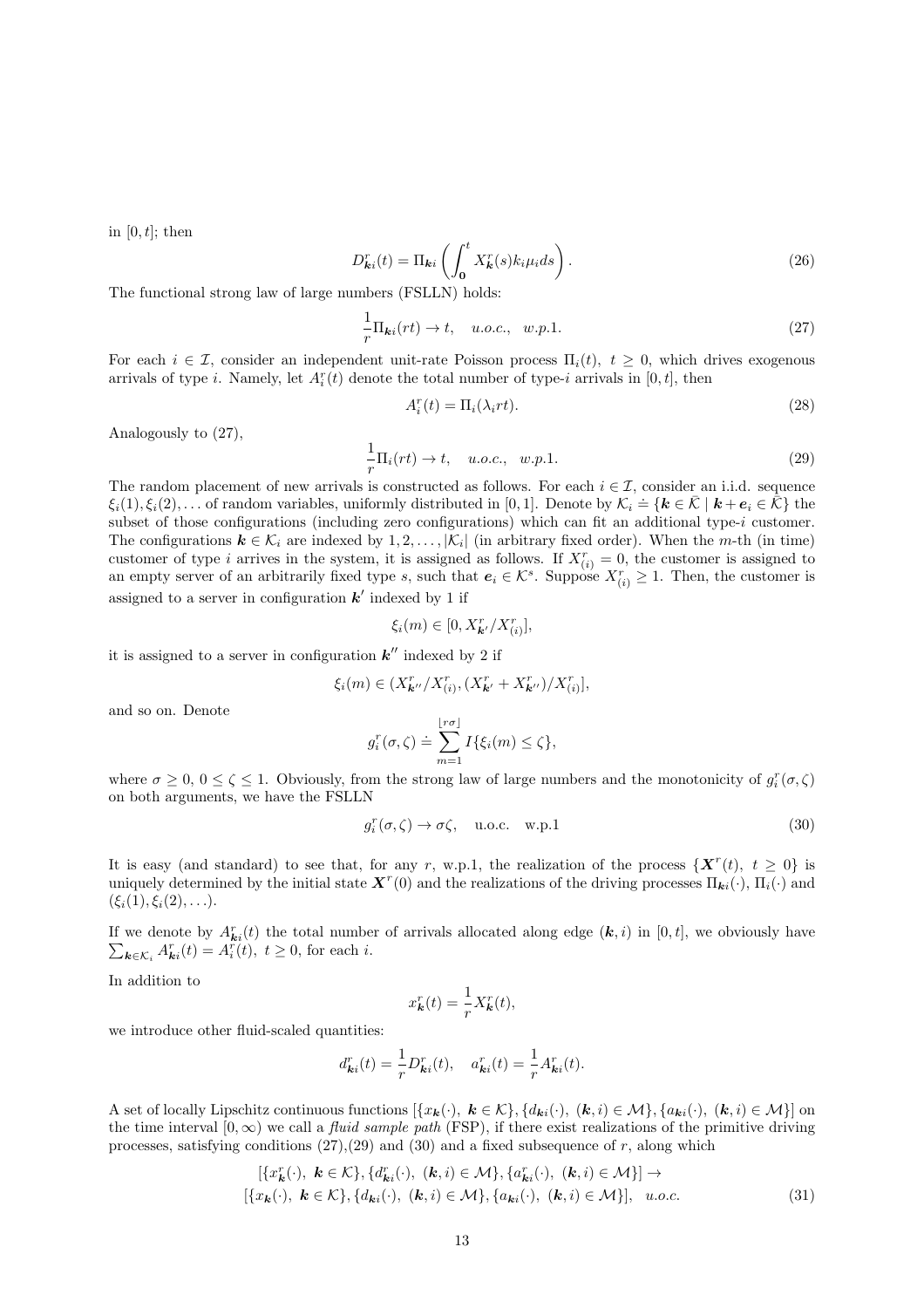in $[0,t]$; then

$$D^r_{\boldsymbol{k}i}(t) = \Pi_{\boldsymbol{k}i}\left(\int_{\boldsymbol{0}}^t X^r_{\boldsymbol{k}}(s) k_i \mu_i ds\right). \tag{26}$$

The functional strong law of large numbers (FSLLN) holds:

$$\frac{1}{r}\Pi_{\boldsymbol{k}i}(rt) \to t, \quad u.o.c., \quad w.p.1. \tag{27}$$

For each $i \in \mathcal{I}$, consider an independent unit-rate Poisson process $\Pi_i(t),\ t \geq 0$, which drives exogenous arrivals of type $i$. Namely, let $A^r_i(t)$ denote the total number of type-$i$ arrivals in $[0,t]$, then

$$A^r_i(t) = \Pi_i(\lambda_i r t). \tag{28}$$

Analogously to (27),

$$\frac{1}{r}\Pi_i(rt) \to t, \quad u.o.c., \quad w.p.1. \tag{29}$$

The random placement of new arrivals is constructed as follows. For each $i \in \mathcal{I}$, consider an i.i.d. sequence $\xi_i(1), \xi_i(2), \ldots$ of random variables, uniformly distributed in $[0,1]$. Denote by $\mathcal{K}_i \doteq \{\boldsymbol{k} \in \bar{\mathcal{K}} \mid \boldsymbol{k} + \boldsymbol{e}_i \in \bar{\mathcal{K}}\}$ the subset of those configurations (including zero configurations) which can fit an additional type-$i$ customer. The configurations $\boldsymbol{k} \in \mathcal{K}_i$ are indexed by $1, 2, \ldots, |\mathcal{K}_i|$ (in arbitrary fixed order). When the $m$-th (in time) customer of type $i$ arrives in the system, it is assigned as follows. If $X^r_{(i)} = 0$, the customer is assigned to an empty server of an arbitrarily fixed type $s$, such that $\boldsymbol{e}_i \in \mathcal{K}^s$. Suppose $X^r_{(i)} \geq 1$. Then, the customer is assigned to a server in configuration $\boldsymbol{k}'$ indexed by 1 if

$$\xi_i(m) \in [0, X^r_{\boldsymbol{k}'}/X^r_{(i)}],$$

it is assigned to a server in configuration $\boldsymbol{k}''$ indexed by 2 if

$$\xi_i(m) \in (X^r_{\boldsymbol{k}''}/X^r_{(i)}, (X^r_{\boldsymbol{k}'} + X^r_{\boldsymbol{k}''})/X^r_{(i)}],$$

and so on. Denote

$$g^r_i(\sigma, \zeta) \doteq \sum_{m=1}^{\lfloor r\sigma \rfloor} I\{\xi_i(m) \leq \zeta\},$$

where $\sigma \geq 0,\ 0 \leq \zeta \leq 1$. Obviously, from the strong law of large numbers and the monotonicity of $g^r_i(\sigma,\zeta)$ on both arguments, we have the FSLLN

$$g^r_i(\sigma,\zeta) \to \sigma\zeta, \quad \text{u.o.c.} \quad \text{w.p.1} \tag{30}$$

It is easy (and standard) to see that, for any $r$, w.p.1, the realization of the process $\{\boldsymbol{X}^r(t),\ t \geq 0\}$ is uniquely determined by the initial state $\boldsymbol{X}^r(0)$ and the realizations of the driving processes $\Pi_{\boldsymbol{k}i}(\cdot)$, $\Pi_i(\cdot)$ and $(\xi_i(1), \xi_i(2), \ldots)$.

If we denote by $A^r_{\boldsymbol{k}i}(t)$ the total number of arrivals allocated along edge $(\boldsymbol{k}, i)$ in $[0,t]$, we obviously have $\sum_{\boldsymbol{k} \in \mathcal{K}_i} A^r_{\boldsymbol{k}i}(t) = A^r_i(t),\ t \geq 0$, for each $i$.

In addition to

$$x^r_{\boldsymbol{k}}(t) = \frac{1}{r} X^r_{\boldsymbol{k}}(t),$$

we introduce other fluid-scaled quantities:

$$d^r_{\boldsymbol{k}i}(t) = \frac{1}{r} D^r_{\boldsymbol{k}i}(t), \quad a^r_{\boldsymbol{k}i}(t) = \frac{1}{r} A^r_{\boldsymbol{k}i}(t).$$

A set of locally Lipschitz continuous functions $[\{x_{\boldsymbol{k}}(\cdot),\ \boldsymbol{k} \in \mathcal{K}\}, \{d_{\boldsymbol{k}i}(\cdot),\ (\boldsymbol{k}, i) \in \mathcal{M}\}, \{a_{\boldsymbol{k}i}(\cdot),\ (\boldsymbol{k}, i) \in \mathcal{M}\}]$ on the time interval $[0,\infty)$ we call a *fluid sample path* (FSP), if there exist realizations of the primitive driving processes, satisfying conditions (27),(29) and (30) and a fixed subsequence of $r$, along which

$$\begin{aligned}
&[\{x^r_{\boldsymbol{k}}(\cdot),\ \boldsymbol{k} \in \mathcal{K}\}, \{d^r_{\boldsymbol{k}i}(\cdot),\ (\boldsymbol{k}, i) \in \mathcal{M}\}, \{a^r_{\boldsymbol{k}i}(\cdot),\ (\boldsymbol{k}, i) \in \mathcal{M}\}] \to \\
&[\{x_{\boldsymbol{k}}(\cdot),\ \boldsymbol{k} \in \mathcal{K}\}, \{d_{\boldsymbol{k}i}(\cdot),\ (\boldsymbol{k}, i) \in \mathcal{M}\}, \{a_{\boldsymbol{k}i}(\cdot),\ (\boldsymbol{k}, i) \in \mathcal{M}\}], \quad u.o.c.
\end{aligned} \tag{31}$$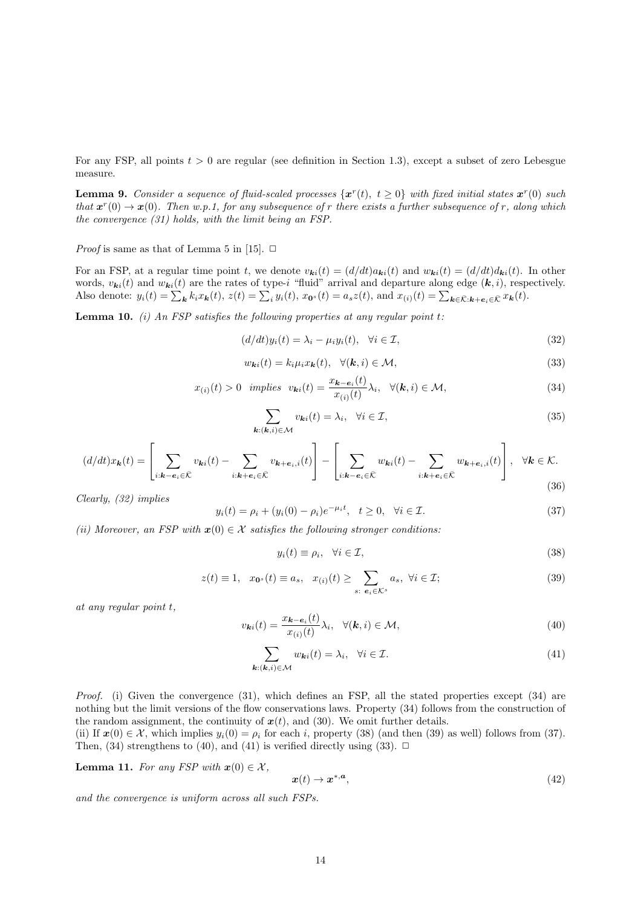For any FSP, all points $t > 0$ are regular (see definition in Section 1.3), except a subset of zero Lebesgue measure.

**Lemma 9.** *Consider a sequence of fluid-scaled processes $\{\boldsymbol{x}^r(t),\ t \geq 0\}$ with fixed initial states $\boldsymbol{x}^r(0)$ such that $\boldsymbol{x}^r(0) \to \boldsymbol{x}(0)$. Then w.p.1, for any subsequence of $r$ there exists a further subsequence of $r$, along which the convergence (31) holds, with the limit being an FSP.*

*Proof* is same as that of Lemma 5 in [15]. $\Box$

For an FSP, at a regular time point $t$, we denote $v_{\boldsymbol{k}i}(t) = (d/dt)a_{\boldsymbol{k}i}(t)$ and $w_{\boldsymbol{k}i}(t) = (d/dt)d_{\boldsymbol{k}i}(t)$. In other words, $v_{\boldsymbol{k}i}(t)$ and $w_{\boldsymbol{k}i}(t)$ are the rates of type-$i$ "fluid" arrival and departure along edge $(\boldsymbol{k}, i)$, respectively. Also denote: $y_i(t) = \sum_{\boldsymbol{k}} k_i x_{\boldsymbol{k}}(t)$, $z(t) = \sum_i y_i(t)$, $x_{\boldsymbol{0}^s}(t) = a_s z(t)$, and $x_{(i)}(t) = \sum_{\boldsymbol{k} \in \bar{\mathcal{K}}: \boldsymbol{k}+\boldsymbol{e}_i \in \bar{\mathcal{K}}} x_{\boldsymbol{k}}(t)$.

**Lemma 10.** *(i) An FSP satisfies the following properties at any regular point $t$:*

$$(d/dt)y_i(t) = \lambda_i - \mu_i y_i(t), \quad \forall i \in \mathcal{I}, \tag{32}$$

$$w_{\boldsymbol{k}i}(t) = k_i \mu_i x_{\boldsymbol{k}}(t), \quad \forall (\boldsymbol{k}, i) \in \mathcal{M}, \tag{33}$$

$$x_{(i)}(t) > 0 \ \text{ implies } \ v_{\boldsymbol{k}i}(t) = \frac{x_{\boldsymbol{k}-\boldsymbol{e}_i}(t)}{x_{(i)}(t)} \lambda_i, \quad \forall (\boldsymbol{k}, i) \in \mathcal{M}, \tag{34}$$

$$\sum_{\boldsymbol{k}:(\boldsymbol{k},i)\in\mathcal{M}} v_{\boldsymbol{k}i}(t) = \lambda_i, \quad \forall i \in \mathcal{I}, \tag{35}$$

$$(d/dt)x_{\boldsymbol{k}}(t) = \left[ \sum_{i:\boldsymbol{k}-\boldsymbol{e}_i \in \bar{\mathcal{K}}} v_{\boldsymbol{k}i}(t) - \sum_{i:\boldsymbol{k}+\boldsymbol{e}_i \in \bar{\mathcal{K}}} v_{\boldsymbol{k}+\boldsymbol{e}_i,i}(t) \right] - \left[ \sum_{i:\boldsymbol{k}-\boldsymbol{e}_i \in \bar{\mathcal{K}}} w_{\boldsymbol{k}i}(t) - \sum_{i:\boldsymbol{k}+\boldsymbol{e}_i \in \bar{\mathcal{K}}} w_{\boldsymbol{k}+\boldsymbol{e}_i,i}(t) \right], \quad \forall \boldsymbol{k} \in \mathcal{K}. \tag{36}$$

*Clearly, (32) implies*

$$y_i(t) = \rho_i + (y_i(0) - \rho_i)e^{-\mu_i t}, \quad t \geq 0, \quad \forall i \in \mathcal{I}. \tag{37}$$

*(ii) Moreover, an FSP with $\boldsymbol{x}(0) \in \mathcal{X}$ satisfies the following stronger conditions:*

$$y_i(t) \equiv \rho_i, \quad \forall i \in \mathcal{I}, \tag{38}$$

$$z(t) \equiv 1, \quad x_{\boldsymbol{0}^s}(t) \equiv a_s, \quad x_{(i)}(t) \geq \sum_{s:\ \boldsymbol{e}_i \in \mathcal{K}^s} a_s, \ \forall i \in \mathcal{I}; \tag{39}$$

*at any regular point $t$,*

$$v_{\boldsymbol{k}i}(t) = \frac{x_{\boldsymbol{k}-\boldsymbol{e}_i}(t)}{x_{(i)}(t)} \lambda_i, \quad \forall (\boldsymbol{k}, i) \in \mathcal{M}, \tag{40}$$

$$\sum_{\boldsymbol{k}:(\boldsymbol{k},i)\in\mathcal{M}} w_{\boldsymbol{k}i}(t) = \lambda_i, \quad \forall i \in \mathcal{I}. \tag{41}$$

*Proof.* (i) Given the convergence (31), which defines an FSP, all the stated properties except (34) are nothing but the limit versions of the flow conservations laws. Property (34) follows from the construction of the random assignment, the continuity of $\boldsymbol{x}(t)$, and (30). We omit further details.
(ii) If $\boldsymbol{x}(0) \in \mathcal{X}$, which implies $y_i(0) = \rho_i$ for each $i$, property (38) (and then (39) as well) follows from (37). Then, (34) strengthens to (40), and (41) is verified directly using (33). $\Box$

**Lemma 11.** *For any FSP with $\boldsymbol{x}(0) \in \mathcal{X}$,*

$$\boldsymbol{x}(t) \to \boldsymbol{x}^{*,\boldsymbol{a}}, \tag{42}$$

*and the convergence is uniform across all such FSPs.*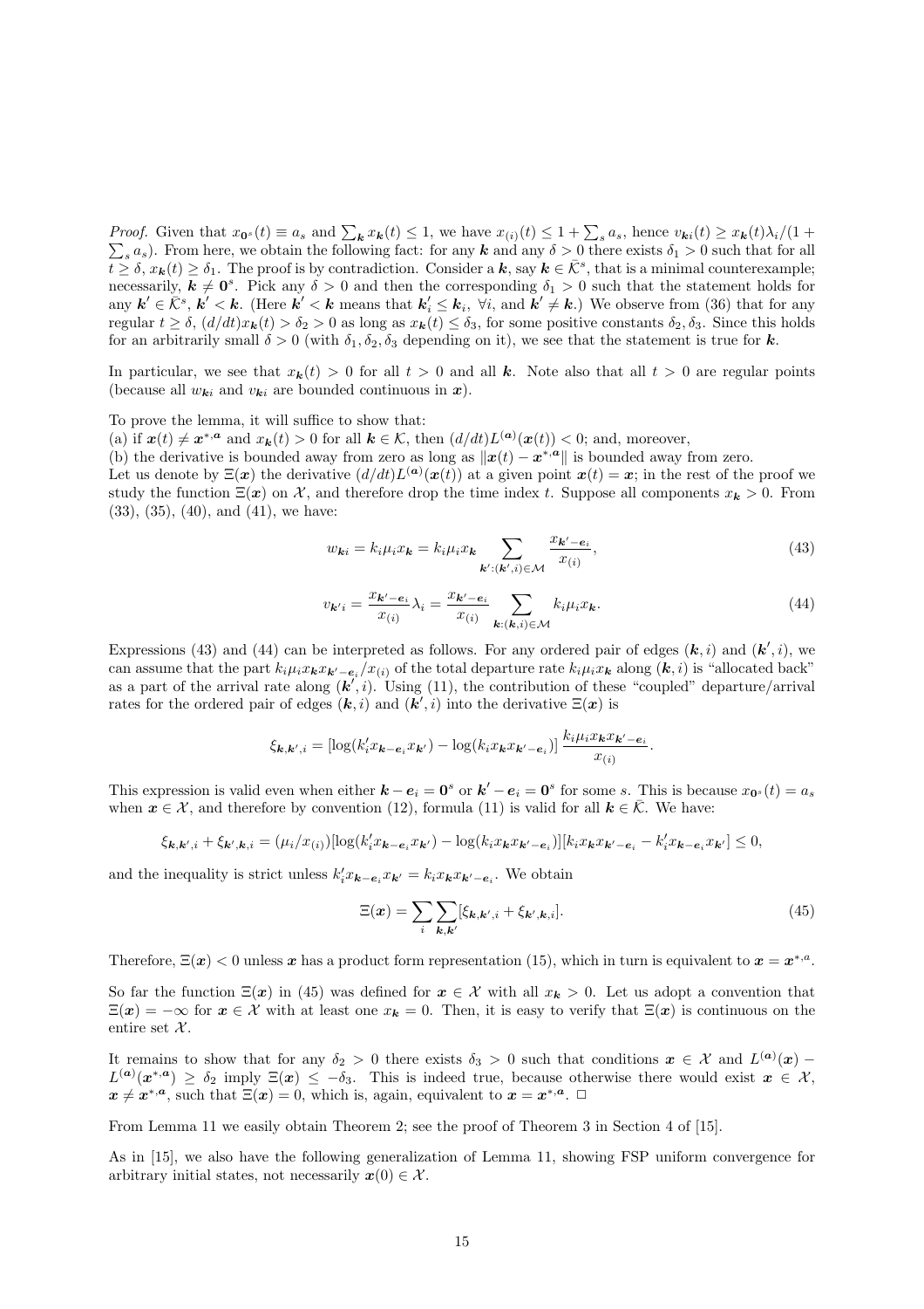*Proof.* Given that $x_{\mathbf{0}^s}(t) \equiv a_s$ and $\sum_{\boldsymbol{k}} x_{\boldsymbol{k}}(t) \le 1$, we have $x_{(i)}(t) \le 1 + \sum_s a_s$, hence $v_{\boldsymbol{k}i}(t) \ge x_{\boldsymbol{k}}(t)\lambda_i/(1+\sum_s a_s)$. From here, we obtain the following fact: for any $\boldsymbol{k}$ and any $\delta > 0$ there exists $\delta_1 > 0$ such that for all $t \ge \delta$, $x_{\boldsymbol{k}}(t) \ge \delta_1$. The proof is by contradiction. Consider a $\boldsymbol{k}$, say $\boldsymbol{k} \in \bar{\mathcal{K}}^s$, that is a minimal counterexample; necessarily, $\boldsymbol{k} \neq \mathbf{0}^s$. Pick any $\delta > 0$ and then the corresponding $\delta_1 > 0$ such that the statement holds for any $\boldsymbol{k}' \in \bar{\mathcal{K}}^s$, $\boldsymbol{k}' < \boldsymbol{k}$. (Here $\boldsymbol{k}' < \boldsymbol{k}$ means that $\boldsymbol{k}'_i \le \boldsymbol{k}_i$, $\forall i$, and $\boldsymbol{k}' \neq \boldsymbol{k}$.) We observe from (36) that for any regular $t \ge \delta$, $(d/dt)x_{\boldsymbol{k}}(t) > \delta_2 > 0$ as long as $x_{\boldsymbol{k}}(t) \le \delta_3$, for some positive constants $\delta_2, \delta_3$. Since this holds for an arbitrarily small $\delta > 0$ (with $\delta_1, \delta_2, \delta_3$ depending on it), we see that the statement is true for $\boldsymbol{k}$.

In particular, we see that $x_{\boldsymbol{k}}(t) > 0$ for all $t > 0$ and all $\boldsymbol{k}$. Note also that all $t > 0$ are regular points (because all $w_{\boldsymbol{k}i}$ and $v_{\boldsymbol{k}i}$ are bounded continuous in $\boldsymbol{x}$).

To prove the lemma, it will suffice to show that:
(a) if $\boldsymbol{x}(t) \neq \boldsymbol{x}^{*,\boldsymbol{a}}$ and $x_{\boldsymbol{k}}(t) > 0$ for all $\boldsymbol{k} \in \mathcal{K}$, then $(d/dt)L^{(\boldsymbol{a})}(\boldsymbol{x}(t)) < 0$; and, moreover,
(b) the derivative is bounded away from zero as long as $\|\boldsymbol{x}(t) - \boldsymbol{x}^{*,\boldsymbol{a}}\|$ is bounded away from zero.
Let us denote by $\Xi(\boldsymbol{x})$ the derivative $(d/dt)L^{(\boldsymbol{a})}(\boldsymbol{x}(t))$ at a given point $\boldsymbol{x}(t) = \boldsymbol{x}$; in the rest of the proof we study the function $\Xi(\boldsymbol{x})$ on $\mathcal{X}$, and therefore drop the time index $t$. Suppose all components $x_{\boldsymbol{k}} > 0$. From (33), (35), (40), and (41), we have:

$$w_{\boldsymbol{k}i} = k_i \mu_i x_{\boldsymbol{k}} = k_i \mu_i x_{\boldsymbol{k}} \sum_{\boldsymbol{k}':(\boldsymbol{k}',i)\in\mathcal{M}} \frac{x_{\boldsymbol{k}'-\boldsymbol{e}_i}}{x_{(i)}}, \tag{43}$$

$$v_{\boldsymbol{k}'i} = \frac{x_{\boldsymbol{k}'-\boldsymbol{e}_i}}{x_{(i)}}\lambda_i = \frac{x_{\boldsymbol{k}'-\boldsymbol{e}_i}}{x_{(i)}} \sum_{\boldsymbol{k}:(\boldsymbol{k},i)\in\mathcal{M}} k_i \mu_i x_{\boldsymbol{k}}. \tag{44}$$

Expressions (43) and (44) can be interpreted as follows. For any ordered pair of edges $(\boldsymbol{k}, i)$ and $(\boldsymbol{k}', i)$, we can assume that the part $k_i\mu_i x_{\boldsymbol{k}} x_{\boldsymbol{k}'-\boldsymbol{e}_i}/x_{(i)}$ of the total departure rate $k_i\mu_i x_{\boldsymbol{k}}$ along $(\boldsymbol{k}, i)$ is "allocated back" as a part of the arrival rate along $(\boldsymbol{k}', i)$. Using (11), the contribution of these "coupled" departure/arrival rates for the ordered pair of edges $(\boldsymbol{k}, i)$ and $(\boldsymbol{k}', i)$ into the derivative $\Xi(\boldsymbol{x})$ is

$$\xi_{\boldsymbol{k},\boldsymbol{k}',i} = [\log(k'_i x_{\boldsymbol{k}-\boldsymbol{e}_i} x_{\boldsymbol{k}'}) - \log(k_i x_{\boldsymbol{k}} x_{\boldsymbol{k}'-\boldsymbol{e}_i})]\, \frac{k_i \mu_i x_{\boldsymbol{k}} x_{\boldsymbol{k}'-\boldsymbol{e}_i}}{x_{(i)}}.$$

This expression is valid even when either $\boldsymbol{k} - \boldsymbol{e}_i = \mathbf{0}^s$ or $\boldsymbol{k}' - \boldsymbol{e}_i = \mathbf{0}^s$ for some $s$. This is because $x_{\mathbf{0}^s}(t) = a_s$ when $\boldsymbol{x} \in \mathcal{X}$, and therefore by convention (12), formula (11) is valid for all $\boldsymbol{k} \in \bar{\mathcal{K}}$. We have:

$$\xi_{\boldsymbol{k},\boldsymbol{k}',i} + \xi_{\boldsymbol{k}',\boldsymbol{k},i} = (\mu_i/x_{(i)})[\log(k'_i x_{\boldsymbol{k}-\boldsymbol{e}_i} x_{\boldsymbol{k}'}) - \log(k_i x_{\boldsymbol{k}} x_{\boldsymbol{k}'-\boldsymbol{e}_i})][k_i x_{\boldsymbol{k}} x_{\boldsymbol{k}'-\boldsymbol{e}_i} - k'_i x_{\boldsymbol{k}-\boldsymbol{e}_i} x_{\boldsymbol{k}'}] \le 0,$$

and the inequality is strict unless $k'_i x_{\boldsymbol{k}-\boldsymbol{e}_i} x_{\boldsymbol{k}'} = k_i x_{\boldsymbol{k}} x_{\boldsymbol{k}'-\boldsymbol{e}_i}$. We obtain

$$\Xi(\boldsymbol{x}) = \sum_i \sum_{\boldsymbol{k},\boldsymbol{k}'} [\xi_{\boldsymbol{k},\boldsymbol{k}',i} + \xi_{\boldsymbol{k}',\boldsymbol{k},i}]. \tag{45}$$

Therefore, $\Xi(\boldsymbol{x}) < 0$ unless $\boldsymbol{x}$ has a product form representation (15), which in turn is equivalent to $\boldsymbol{x} = \boldsymbol{x}^{*,a}$.

So far the function $\Xi(\boldsymbol{x})$ in (45) was defined for $\boldsymbol{x} \in \mathcal{X}$ with all $x_{\boldsymbol{k}} > 0$. Let us adopt a convention that $\Xi(\boldsymbol{x}) = -\infty$ for $\boldsymbol{x} \in \mathcal{X}$ with at least one $x_{\boldsymbol{k}} = 0$. Then, it is easy to verify that $\Xi(\boldsymbol{x})$ is continuous on the entire set $\mathcal{X}$.

It remains to show that for any $\delta_2 > 0$ there exists $\delta_3 > 0$ such that conditions $\boldsymbol{x} \in \mathcal{X}$ and $L^{(\boldsymbol{a})}(\boldsymbol{x}) - L^{(\boldsymbol{a})}(\boldsymbol{x}^{*,\boldsymbol{a}}) \ge \delta_2$ imply $\Xi(\boldsymbol{x}) \le -\delta_3$. This is indeed true, because otherwise there would exist $\boldsymbol{x} \in \mathcal{X}$, $\boldsymbol{x} \neq \boldsymbol{x}^{*,\boldsymbol{a}}$, such that $\Xi(\boldsymbol{x}) = 0$, which is, again, equivalent to $\boldsymbol{x} = \boldsymbol{x}^{*,\boldsymbol{a}}$. $\Box$

From Lemma 11 we easily obtain Theorem 2; see the proof of Theorem 3 in Section 4 of [15].

As in [15], we also have the following generalization of Lemma 11, showing FSP uniform convergence for arbitrary initial states, not necessarily $\boldsymbol{x}(0) \in \mathcal{X}$.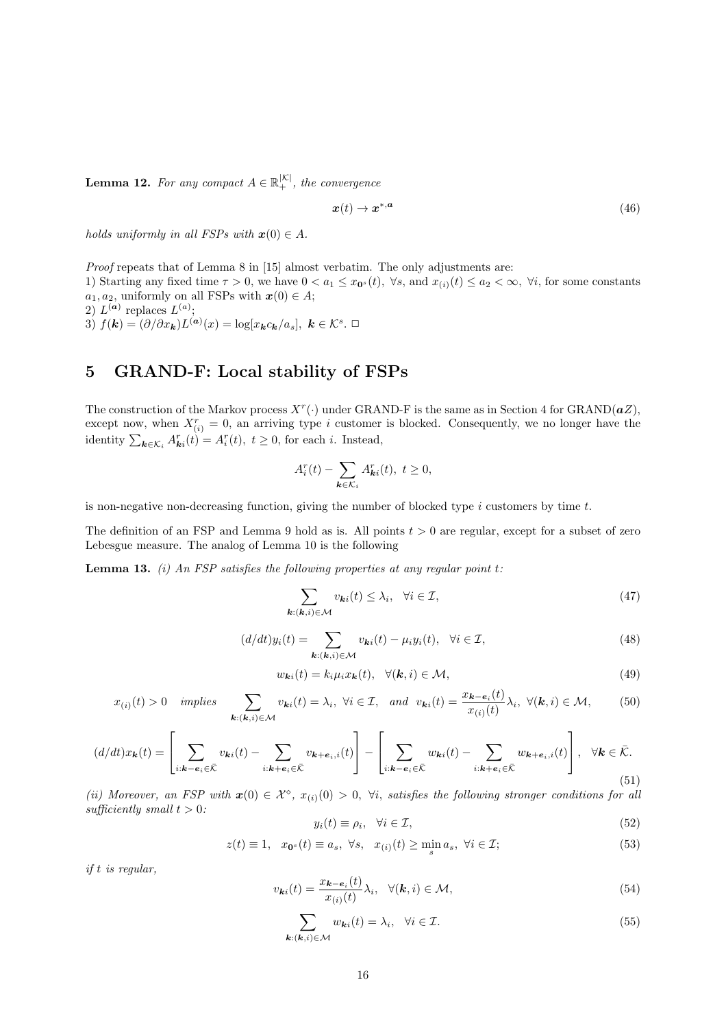**Lemma 12.** *For any compact $A \in \mathbb{R}_+^{|\mathcal{K}|}$, the convergence*

$$\boldsymbol{x}(t) \to \boldsymbol{x}^{*,\boldsymbol{a}} \tag{46}$$

*holds uniformly in all FSPs with $\boldsymbol{x}(0) \in A$.*

*Proof* repeats that of Lemma 8 in [15] almost verbatim. The only adjustments are:
1) Starting any fixed time $\tau > 0$, we have $0 < a_1 \leq x_{\boldsymbol{0}^s}(t),\ \forall s$, and $x_{(i)}(t) \leq a_2 < \infty,\ \forall i$, for some constants $a_1, a_2$, uniformly on all FSPs with $\boldsymbol{x}(0) \in A$;
2) $L^{(\boldsymbol{a})}$ replaces $L^{(a)}$;
3) $f(\boldsymbol{k}) = (\partial/\partial x_{\boldsymbol{k}})L^{(\boldsymbol{a})}(x) = \log[x_{\boldsymbol{k}} c_{\boldsymbol{k}}/a_s],\ \boldsymbol{k} \in \mathcal{K}^s$. $\Box$

# 5 GRAND-F: Local stability of FSPs

The construction of the Markov process $X^r(\cdot)$ under GRAND-F is the same as in Section 4 for GRAND($\boldsymbol{a}Z$), except now, when $X^r_{(i)} = 0$, an arriving type $i$ customer is blocked. Consequently, we no longer have the identity $\sum_{\boldsymbol{k}\in\mathcal{K}_i} A^r_{\boldsymbol{k}i}(t) = A^r_i(t),\ t \geq 0$, for each $i$. Instead,

$$A^r_i(t) - \sum_{\boldsymbol{k}\in\mathcal{K}_i} A^r_{\boldsymbol{k}i}(t),\ t \geq 0,$$

is non-negative non-decreasing function, giving the number of blocked type $i$ customers by time $t$.

The definition of an FSP and Lemma 9 hold as is. All points $t > 0$ are regular, except for a subset of zero Lebesgue measure. The analog of Lemma 10 is the following

**Lemma 13.** *(i) An FSP satisfies the following properties at any regular point $t$:*

$$\sum_{\boldsymbol{k}:(\boldsymbol{k},i)\in\mathcal{M}} v_{\boldsymbol{k}i}(t) \leq \lambda_i, \quad \forall i \in \mathcal{I}, \tag{47}$$

$$(d/dt)y_i(t) = \sum_{\boldsymbol{k}:(\boldsymbol{k},i)\in\mathcal{M}} v_{\boldsymbol{k}i}(t) - \mu_i y_i(t), \quad \forall i \in \mathcal{I}, \tag{48}$$

$$w_{\boldsymbol{k}i}(t) = k_i \mu_i x_{\boldsymbol{k}}(t), \quad \forall (\boldsymbol{k},i) \in \mathcal{M}, \tag{49}$$

$$x_{(i)}(t) > 0 \quad \text{implies} \quad \sum_{\boldsymbol{k}:(\boldsymbol{k},i)\in\mathcal{M}} v_{\boldsymbol{k}i}(t) = \lambda_i,\ \forall i \in \mathcal{I}, \quad \text{and} \quad v_{\boldsymbol{k}i}(t) = \frac{x_{\boldsymbol{k}-\boldsymbol{e}_i}(t)}{x_{(i)}(t)}\lambda_i,\ \forall (\boldsymbol{k},i) \in \mathcal{M}, \tag{50}$$

$$(d/dt)x_{\boldsymbol{k}}(t) = \left[\sum_{i:\boldsymbol{k}-\boldsymbol{e}_i\in\bar{\mathcal{K}}} v_{\boldsymbol{k}i}(t) - \sum_{i:\boldsymbol{k}+\boldsymbol{e}_i\in\bar{\mathcal{K}}} v_{\boldsymbol{k}+\boldsymbol{e}_i,i}(t)\right] - \left[\sum_{i:\boldsymbol{k}-\boldsymbol{e}_i\in\bar{\mathcal{K}}} w_{\boldsymbol{k}i}(t) - \sum_{i:\boldsymbol{k}+\boldsymbol{e}_i\in\bar{\mathcal{K}}} w_{\boldsymbol{k}+\boldsymbol{e}_i,i}(t)\right], \quad \forall \boldsymbol{k} \in \bar{\mathcal{K}}. \tag{51}$$

*(ii) Moreover, an FSP with $\boldsymbol{x}(0) \in \mathcal{X}^\circ$, $x_{(i)}(0) > 0$, $\forall i$, satisfies the following stronger conditions for all sufficiently small $t > 0$:*

$$y_i(t) \equiv \rho_i, \quad \forall i \in \mathcal{I}, \tag{52}$$

$$z(t) \equiv 1, \quad x_{\boldsymbol{0}^s}(t) \equiv a_s,\ \forall s, \quad x_{(i)}(t) \geq \min_s a_s,\ \forall i \in \mathcal{I}; \tag{53}$$

*if $t$ is regular,*

$$v_{\boldsymbol{k}i}(t) = \frac{x_{\boldsymbol{k}-\boldsymbol{e}_i}(t)}{x_{(i)}(t)}\lambda_i, \quad \forall (\boldsymbol{k},i) \in \mathcal{M}, \tag{54}$$

$$\sum_{\boldsymbol{k}:(\boldsymbol{k},i)\in\mathcal{M}} w_{\boldsymbol{k}i}(t) = \lambda_i, \quad \forall i \in \mathcal{I}. \tag{55}$$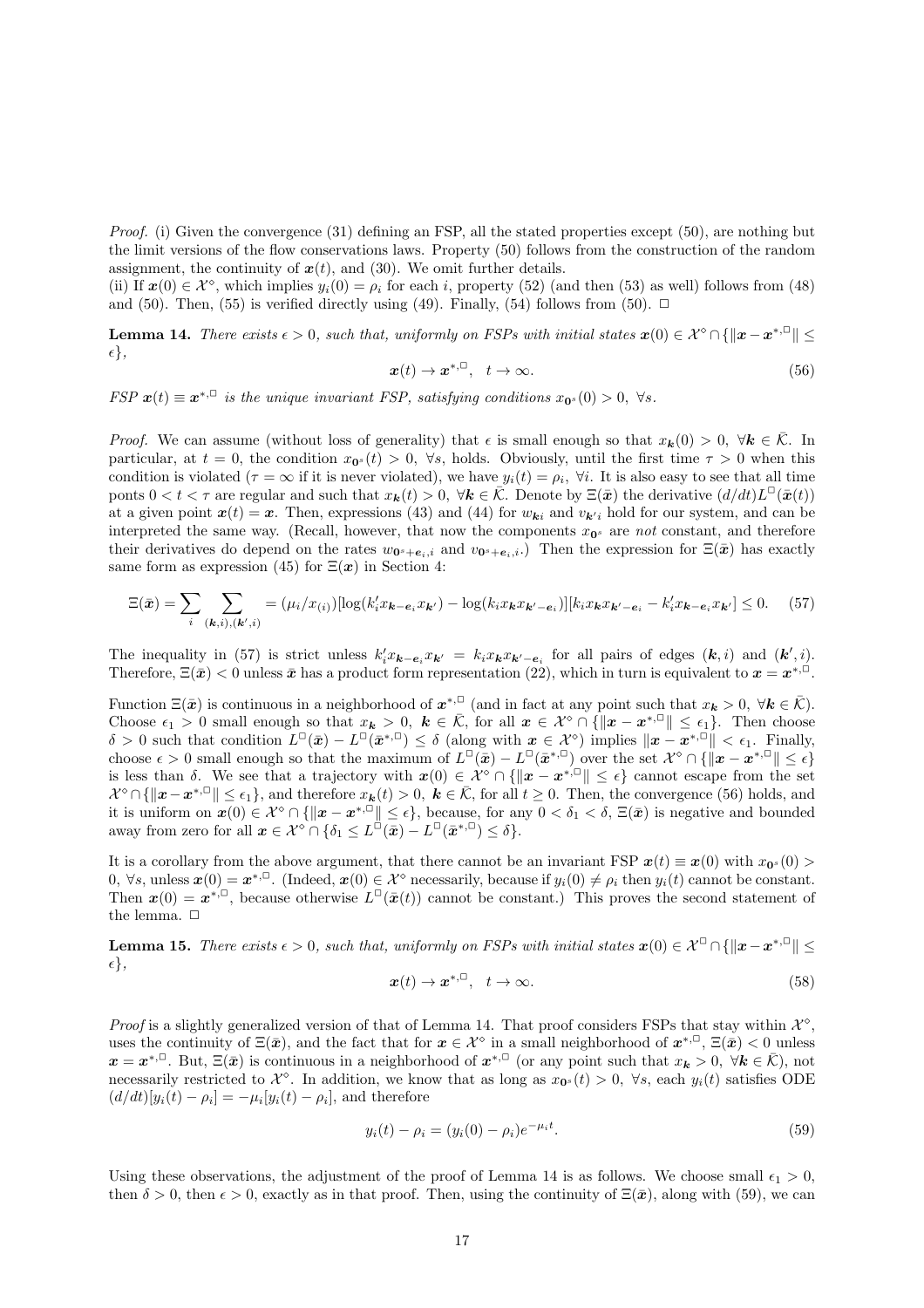*Proof.* (i) Given the convergence (31) defining an FSP, all the stated properties except (50), are nothing but the limit versions of the flow conservations laws. Property (50) follows from the construction of the random assignment, the continuity of $\boldsymbol{x}(t)$, and (30). We omit further details.
(ii) If $\boldsymbol{x}(0) \in \mathcal{X}^\diamond$, which implies $y_i(0) = \rho_i$ for each $i$, property (52) (and then (53) as well) follows from (48) and (50). Then, (55) is verified directly using (49). Finally, (54) follows from (50). $\square$

**Lemma 14.** *There exists $\epsilon > 0$, such that, uniformly on FSPs with initial states $\boldsymbol{x}(0) \in \mathcal{X}^\diamond \cap \{\|\boldsymbol{x} - \boldsymbol{x}^{*,\square}\| \leq \epsilon\}$,*

$$\boldsymbol{x}(t) \to \boldsymbol{x}^{*,\square}, \quad t \to \infty. \tag{56}$$

*FSP $\boldsymbol{x}(t) \equiv \boldsymbol{x}^{*,\square}$ is the unique invariant FSP, satisfying conditions $x_{\mathbf{0}^s}(0) > 0, \ \forall s$.*

*Proof.* We can assume (without loss of generality) that $\epsilon$ is small enough so that $x_{\boldsymbol{k}}(0) > 0, \ \forall \boldsymbol{k} \in \bar{\mathcal{K}}$. In particular, at $t = 0$, the condition $x_{\mathbf{0}^s}(t) > 0, \ \forall s$, holds. Obviously, until the first time $\tau > 0$ when this condition is violated ($\tau = \infty$ if it is never violated), we have $y_i(t) = \rho_i, \ \forall i$. It is also easy to see that all time ponts $0 < t < \tau$ are regular and such that $x_{\boldsymbol{k}}(t) > 0, \ \forall \boldsymbol{k} \in \bar{\mathcal{K}}$. Denote by $\Xi(\bar{\boldsymbol{x}})$ the derivative $(d/dt)L^\square(\bar{\boldsymbol{x}}(t))$ at a given point $\boldsymbol{x}(t) = \boldsymbol{x}$. Then, expressions (43) and (44) for $w_{\boldsymbol{k}i}$ and $v_{\boldsymbol{k}'i}$ hold for our system, and can be interpreted the same way. (Recall, however, that now the components $x_{\mathbf{0}^s}$ are *not* constant, and therefore their derivatives do depend on the rates $w_{\mathbf{0}^s+\boldsymbol{e}_i,i}$ and $v_{\mathbf{0}^s+\boldsymbol{e}_i,i}$.) Then the expression for $\Xi(\bar{\boldsymbol{x}})$ has exactly same form as expression (45) for $\Xi(\boldsymbol{x})$ in Section 4:

$$\Xi(\bar{\boldsymbol{x}}) = \sum_i \sum_{(\boldsymbol{k},i),(\boldsymbol{k}',i)} = (\mu_i/x_{(i)})[\log(k'_i x_{\boldsymbol{k}-\boldsymbol{e}_i} x_{\boldsymbol{k}'}) - \log(k_i x_{\boldsymbol{k}} x_{\boldsymbol{k}'-\boldsymbol{e}_i})][k_i x_{\boldsymbol{k}} x_{\boldsymbol{k}'-\boldsymbol{e}_i} - k'_i x_{\boldsymbol{k}-\boldsymbol{e}_i} x_{\boldsymbol{k}'}] \leq 0. \tag{57}$$

The inequality in (57) is strict unless $k'_i x_{\boldsymbol{k}-\boldsymbol{e}_i} x_{\boldsymbol{k}'} = k_i x_{\boldsymbol{k}} x_{\boldsymbol{k}'-\boldsymbol{e}_i}$ for all pairs of edges $(\boldsymbol{k}, i)$ and $(\boldsymbol{k}', i)$. Therefore, $\Xi(\bar{\boldsymbol{x}}) < 0$ unless $\bar{\boldsymbol{x}}$ has a product form representation (22), which in turn is equivalent to $\boldsymbol{x} = \boldsymbol{x}^{*,\square}$.

Function $\Xi(\bar{\boldsymbol{x}})$ is continuous in a neighborhood of $\boldsymbol{x}^{*,\square}$ (and in fact at any point such that $x_{\boldsymbol{k}} > 0, \ \forall \boldsymbol{k} \in \bar{\mathcal{K}}$). Choose $\epsilon_1 > 0$ small enough so that $x_{\boldsymbol{k}} > 0, \ \boldsymbol{k} \in \bar{\mathcal{K}}$, for all $\boldsymbol{x} \in \mathcal{X}^\diamond \cap \{\|\boldsymbol{x} - \boldsymbol{x}^{*,\square}\| \leq \epsilon_1\}$. Then choose $\delta > 0$ such that condition $L^\square(\bar{\boldsymbol{x}}) - L^\square(\bar{\boldsymbol{x}}^{*,\square}) \leq \delta$ (along with $\boldsymbol{x} \in \mathcal{X}^\diamond$) implies $\|\boldsymbol{x} - \boldsymbol{x}^{*,\square}\| < \epsilon_1$. Finally, choose $\epsilon > 0$ small enough so that the maximum of $L^\square(\bar{\boldsymbol{x}}) - L^\square(\bar{\boldsymbol{x}}^{*,\square})$ over the set $\mathcal{X}^\diamond \cap \{\|\boldsymbol{x} - \boldsymbol{x}^{*,\square}\| \leq \epsilon\}$ is less than $\delta$. We see that a trajectory with $\boldsymbol{x}(0) \in \mathcal{X}^\diamond \cap \{\|\boldsymbol{x} - \boldsymbol{x}^{*,\square}\| \leq \epsilon\}$ cannot escape from the set $\mathcal{X}^\diamond \cap \{\|\boldsymbol{x} - \boldsymbol{x}^{*,\square}\| \leq \epsilon_1\}$, and therefore $x_{\boldsymbol{k}}(t) > 0, \ \boldsymbol{k} \in \bar{\mathcal{K}}$, for all $t \geq 0$. Then, the convergence (56) holds, and it is uniform on $\boldsymbol{x}(0) \in \mathcal{X}^\diamond \cap \{\|\boldsymbol{x} - \boldsymbol{x}^{*,\square}\| \leq \epsilon\}$, because, for any $0 < \delta_1 < \delta$, $\Xi(\bar{\boldsymbol{x}})$ is negative and bounded away from zero for all $\boldsymbol{x} \in \mathcal{X}^\diamond \cap \{\delta_1 \leq L^\square(\bar{\boldsymbol{x}}) - L^\square(\bar{\boldsymbol{x}}^{*,\square}) \leq \delta\}$.

It is a corollary from the above argument, that there cannot be an invariant FSP $\boldsymbol{x}(t) \equiv \boldsymbol{x}(0)$ with $x_{\mathbf{0}^s}(0) > 0, \ \forall s$, unless $\boldsymbol{x}(0) = \boldsymbol{x}^{*,\square}$. (Indeed, $\boldsymbol{x}(0) \in \mathcal{X}^\diamond$ necessarily, because if $y_i(0) \neq \rho_i$ then $y_i(t)$ cannot be constant. Then $\boldsymbol{x}(0) = \boldsymbol{x}^{*,\square}$, because otherwise $L^\square(\bar{\boldsymbol{x}}(t))$ cannot be constant.) This proves the second statement of the lemma. $\square$

**Lemma 15.** *There exists $\epsilon > 0$, such that, uniformly on FSPs with initial states $\boldsymbol{x}(0) \in \mathcal{X}^\square \cap \{\|\boldsymbol{x} - \boldsymbol{x}^{*,\square}\| \leq \epsilon\}$,*

$$\boldsymbol{x}(t) \to \boldsymbol{x}^{*,\square}, \quad t \to \infty. \tag{58}$$

*Proof* is a slightly generalized version of that of Lemma 14. That proof considers FSPs that stay within $\mathcal{X}^\diamond$, uses the continuity of $\Xi(\bar{\boldsymbol{x}})$, and the fact that for $\boldsymbol{x} \in \mathcal{X}^\diamond$ in a small neighborhood of $\boldsymbol{x}^{*,\square}$, $\Xi(\bar{\boldsymbol{x}}) < 0$ unless $\boldsymbol{x} = \boldsymbol{x}^{*,\square}$. But, $\Xi(\bar{\boldsymbol{x}})$ is continuous in a neighborhood of $\boldsymbol{x}^{*,\square}$ (or any point such that $x_{\boldsymbol{k}} > 0, \ \forall \boldsymbol{k} \in \bar{\mathcal{K}}$), not necessarily restricted to $\mathcal{X}^\diamond$. In addition, we know that as long as $x_{\mathbf{0}^s}(t) > 0, \ \forall s$, each $y_i(t)$ satisfies ODE $(d/dt)[y_i(t) - \rho_i] = -\mu_i[y_i(t) - \rho_i]$, and therefore

$$y_i(t) - \rho_i = (y_i(0) - \rho_i)e^{-\mu_i t}. \tag{59}$$

Using these observations, the adjustment of the proof of Lemma 14 is as follows. We choose small $\epsilon_1 > 0$, then $\delta > 0$, then $\epsilon > 0$, exactly as in that proof. Then, using the continuity of $\Xi(\bar{\boldsymbol{x}})$, along with (59), we can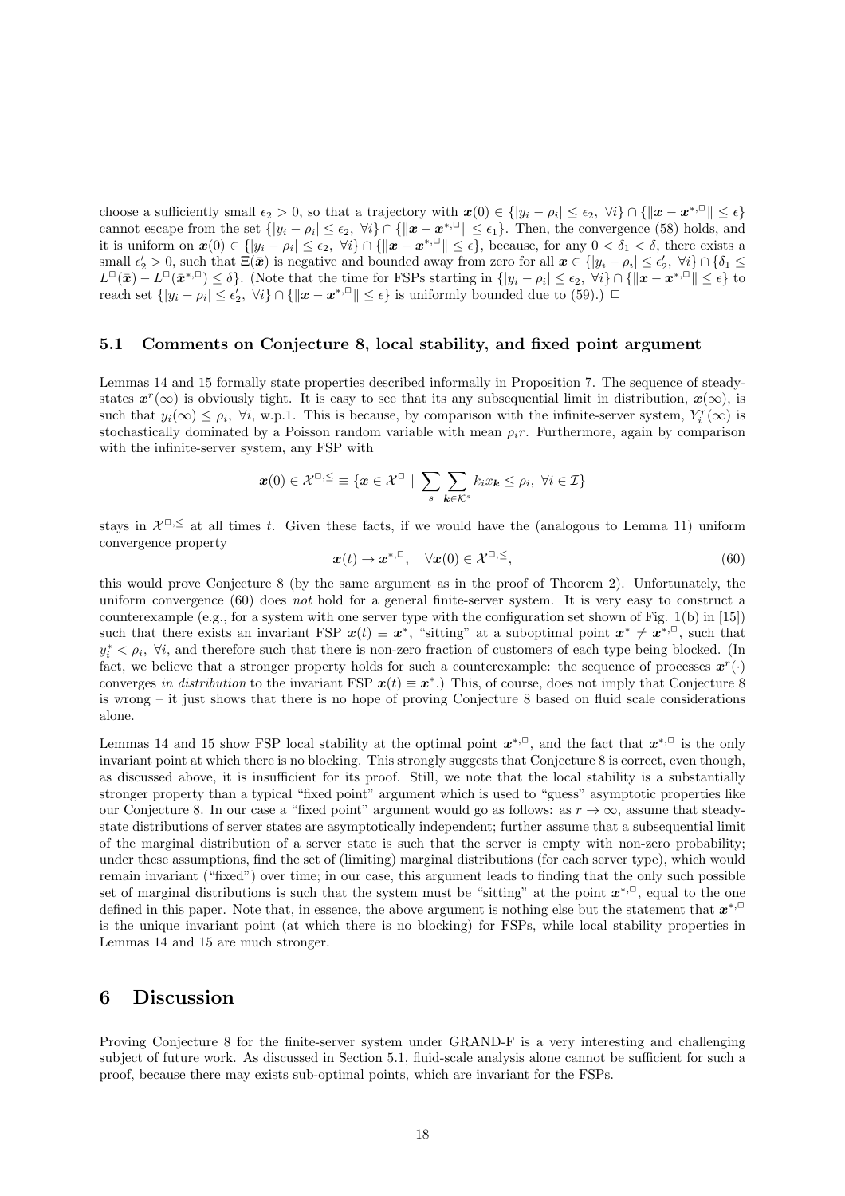choose a sufficiently small $\epsilon_2 > 0$, so that a trajectory with $\boldsymbol{x}(0) \in \{|y_i - \rho_i| \le \epsilon_2, \ \forall i\} \cap \{\|\boldsymbol{x} - \boldsymbol{x}^{*,\square}\| \le \epsilon\}$ cannot escape from the set $\{|y_i - \rho_i| \le \epsilon_2, \ \forall i\} \cap \{\|\boldsymbol{x} - \boldsymbol{x}^{*,\square}\| \le \epsilon_1\}$. Then, the convergence (58) holds, and it is uniform on $\boldsymbol{x}(0) \in \{|y_i - \rho_i| \le \epsilon_2, \ \forall i\} \cap \{\|\boldsymbol{x} - \boldsymbol{x}^{*,\square}\| \le \epsilon\}$, because, for any $0 < \delta_1 < \delta$, there exists a small $\epsilon_2' > 0$, such that $\Xi(\bar{\boldsymbol{x}})$ is negative and bounded away from zero for all $\boldsymbol{x} \in \{|y_i - \rho_i| \le \epsilon_2', \ \forall i\} \cap \{\delta_1 \le L^{\square}(\bar{\boldsymbol{x}}) - L^{\square}(\bar{\boldsymbol{x}}^{*,\square}) \le \delta\}$. (Note that the time for FSPs starting in $\{|y_i - \rho_i| \le \epsilon_2, \ \forall i\} \cap \{\|\boldsymbol{x} - \boldsymbol{x}^{*,\square}\| \le \epsilon\}$ to reach set $\{|y_i - \rho_i| \le \epsilon_2', \ \forall i\} \cap \{\|\boldsymbol{x} - \boldsymbol{x}^{*,\square}\| \le \epsilon\}$ is uniformly bounded due to (59).) $\square$

### 5.1 Comments on Conjecture 8, local stability, and fixed point argument

Lemmas 14 and 15 formally state properties described informally in Proposition 7. The sequence of steady-states $\boldsymbol{x}^r(\infty)$ is obviously tight. It is easy to see that its any subsequential limit in distribution, $\boldsymbol{x}(\infty)$, is such that $y_i(\infty) \le \rho_i, \ \forall i$, w.p.1. This is because, by comparison with the infinite-server system, $Y_i^r(\infty)$ is stochastically dominated by a Poisson random variable with mean $\rho_i r$. Furthermore, again by comparison with the infinite-server system, any FSP with

$$\boldsymbol{x}(0) \in \mathcal{X}^{\square,\le} \equiv \{\boldsymbol{x} \in \mathcal{X}^{\square} \mid \sum_s \sum_{\boldsymbol{k} \in \mathcal{K}^s} k_i x_{\boldsymbol{k}} \le \rho_i, \ \forall i \in \mathcal{I}\}$$

stays in $\mathcal{X}^{\square,\le}$ at all times $t$. Given these facts, if we would have the (analogous to Lemma 11) uniform convergence property

$$\boldsymbol{x}(t) \to \boldsymbol{x}^{*,\square}, \quad \forall \boldsymbol{x}(0) \in \mathcal{X}^{\square,\le}, \tag{60}$$

this would prove Conjecture 8 (by the same argument as in the proof of Theorem 2). Unfortunately, the uniform convergence (60) does *not* hold for a general finite-server system. It is very easy to construct a counterexample (e.g., for a system with one server type with the configuration set shown of Fig. 1(b) in [15]) such that there exists an invariant FSP $\boldsymbol{x}(t) \equiv \boldsymbol{x}^*$, "sitting" at a suboptimal point $\boldsymbol{x}^* \ne \boldsymbol{x}^{*,\square}$, such that $y_i^* < \rho_i, \ \forall i$, and therefore such that there is non-zero fraction of customers of each type being blocked. (In fact, we believe that a stronger property holds for such a counterexample: the sequence of processes $\boldsymbol{x}^r(\cdot)$ converges *in distribution* to the invariant FSP $\boldsymbol{x}(t) \equiv \boldsymbol{x}^*$.) This, of course, does not imply that Conjecture 8 is wrong – it just shows that there is no hope of proving Conjecture 8 based on fluid scale considerations alone.

Lemmas 14 and 15 show FSP local stability at the optimal point $\boldsymbol{x}^{*,\square}$, and the fact that $\boldsymbol{x}^{*,\square}$ is the only invariant point at which there is no blocking. This strongly suggests that Conjecture 8 is correct, even though, as discussed above, it is insufficient for its proof. Still, we note that the local stability is a substantially stronger property than a typical "fixed point" argument which is used to "guess" asymptotic properties like our Conjecture 8. In our case a "fixed point" argument would go as follows: as $r \to \infty$, assume that steady-state distributions of server states are asymptotically independent; further assume that a subsequential limit of the marginal distribution of a server state is such that the server is empty with non-zero probability; under these assumptions, find the set of (limiting) marginal distributions (for each server type), which would remain invariant ("fixed") over time; in our case, this argument leads to finding that the only such possible set of marginal distributions is such that the system must be "sitting" at the point $\boldsymbol{x}^{*,\square}$, equal to the one defined in this paper. Note that, in essence, the above argument is nothing else but the statement that $\boldsymbol{x}^{*,\square}$ is the unique invariant point (at which there is no blocking) for FSPs, while local stability properties in Lemmas 14 and 15 are much stronger.

## 6 Discussion

Proving Conjecture 8 for the finite-server system under GRAND-F is a very interesting and challenging subject of future work. As discussed in Section 5.1, fluid-scale analysis alone cannot be sufficient for such a proof, because there may exists sub-optimal points, which are invariant for the FSPs.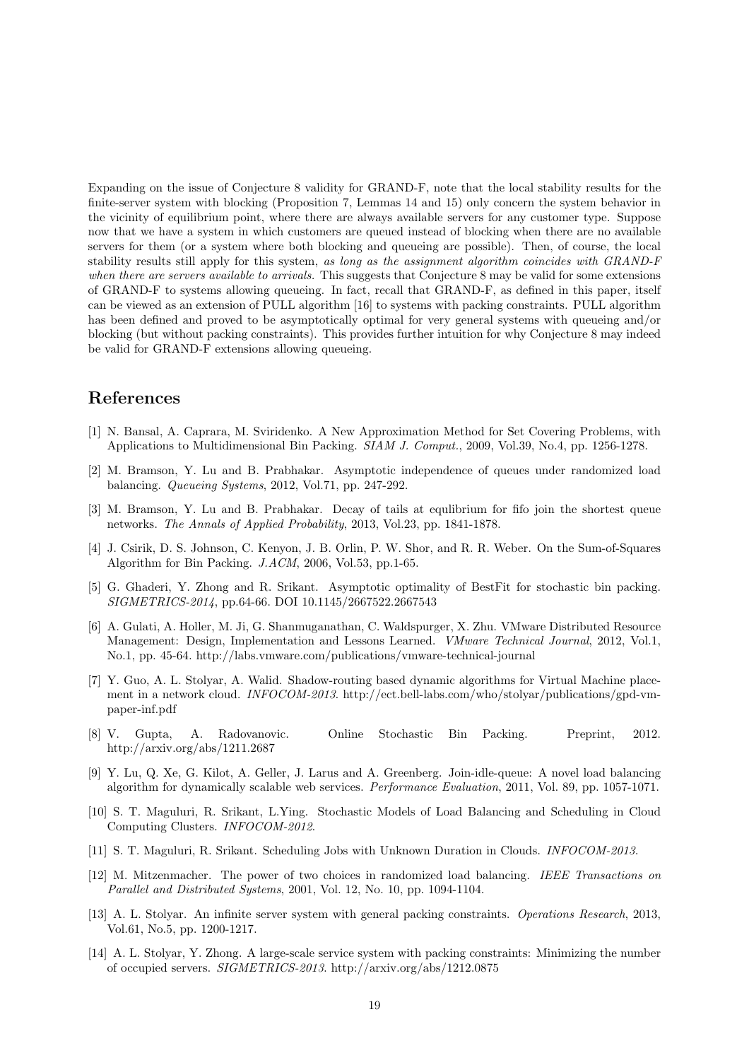Expanding on the issue of Conjecture 8 validity for GRAND-F, note that the local stability results for the finite-server system with blocking (Proposition 7, Lemmas 14 and 15) only concern the system behavior in the vicinity of equilibrium point, where there are always available servers for any customer type. Suppose now that we have a system in which customers are queued instead of blocking when there are no available servers for them (or a system where both blocking and queueing are possible). Then, of course, the local stability results still apply for this system, *as long as the assignment algorithm coincides with GRAND-F when there are servers available to arrivals.* This suggests that Conjecture 8 may be valid for some extensions of GRAND-F to systems allowing queueing. In fact, recall that GRAND-F, as defined in this paper, itself can be viewed as an extension of PULL algorithm [16] to systems with packing constraints. PULL algorithm has been defined and proved to be asymptotically optimal for very general systems with queueing and/or blocking (but without packing constraints). This provides further intuition for why Conjecture 8 may indeed be valid for GRAND-F extensions allowing queueing.

# References

[1] N. Bansal, A. Caprara, M. Sviridenko. A New Approximation Method for Set Covering Problems, with Applications to Multidimensional Bin Packing. *SIAM J. Comput.*, 2009, Vol.39, No.4, pp. 1256-1278.

[2] M. Bramson, Y. Lu and B. Prabhakar. Asymptotic independence of queues under randomized load balancing. *Queueing Systems*, 2012, Vol.71, pp. 247-292.

[3] M. Bramson, Y. Lu and B. Prabhakar. Decay of tails at equlibrium for fifo join the shortest queue networks. *The Annals of Applied Probability*, 2013, Vol.23, pp. 1841-1878.

[4] J. Csirik, D. S. Johnson, C. Kenyon, J. B. Orlin, P. W. Shor, and R. R. Weber. On the Sum-of-Squares Algorithm for Bin Packing. *J.ACM*, 2006, Vol.53, pp.1-65.

[5] G. Ghaderi, Y. Zhong and R. Srikant. Asymptotic optimality of BestFit for stochastic bin packing. *SIGMETRICS-2014*, pp.64-66. DOI 10.1145/2667522.2667543

[6] A. Gulati, A. Holler, M. Ji, G. Shanmuganathan, C. Waldspurger, X. Zhu. VMware Distributed Resource Management: Design, Implementation and Lessons Learned. *VMware Technical Journal*, 2012, Vol.1, No.1, pp. 45-64. http://labs.vmware.com/publications/vmware-technical-journal

[7] Y. Guo, A. L. Stolyar, A. Walid. Shadow-routing based dynamic algorithms for Virtual Machine placement in a network cloud. *INFOCOM-2013*. http://ect.bell-labs.com/who/stolyar/publications/gpd-vm-paper-inf.pdf

[8] V. Gupta, A. Radovanovic. Online Stochastic Bin Packing. Preprint, 2012. http://arxiv.org/abs/1211.2687

[9] Y. Lu, Q. Xe, G. Kilot, A. Geller, J. Larus and A. Greenberg. Join-idle-queue: A novel load balancing algorithm for dynamically scalable web services. *Performance Evaluation*, 2011, Vol. 89, pp. 1057-1071.

[10] S. T. Maguluri, R. Srikant, L.Ying. Stochastic Models of Load Balancing and Scheduling in Cloud Computing Clusters. *INFOCOM-2012*.

[11] S. T. Maguluri, R. Srikant. Scheduling Jobs with Unknown Duration in Clouds. *INFOCOM-2013*.

[12] M. Mitzenmacher. The power of two choices in randomized load balancing. *IEEE Transactions on Parallel and Distributed Systems*, 2001, Vol. 12, No. 10, pp. 1094-1104.

[13] A. L. Stolyar. An infinite server system with general packing constraints. *Operations Research*, 2013, Vol.61, No.5, pp. 1200-1217.

[14] A. L. Stolyar, Y. Zhong. A large-scale service system with packing constraints: Minimizing the number of occupied servers. *SIGMETRICS-2013*. http://arxiv.org/abs/1212.0875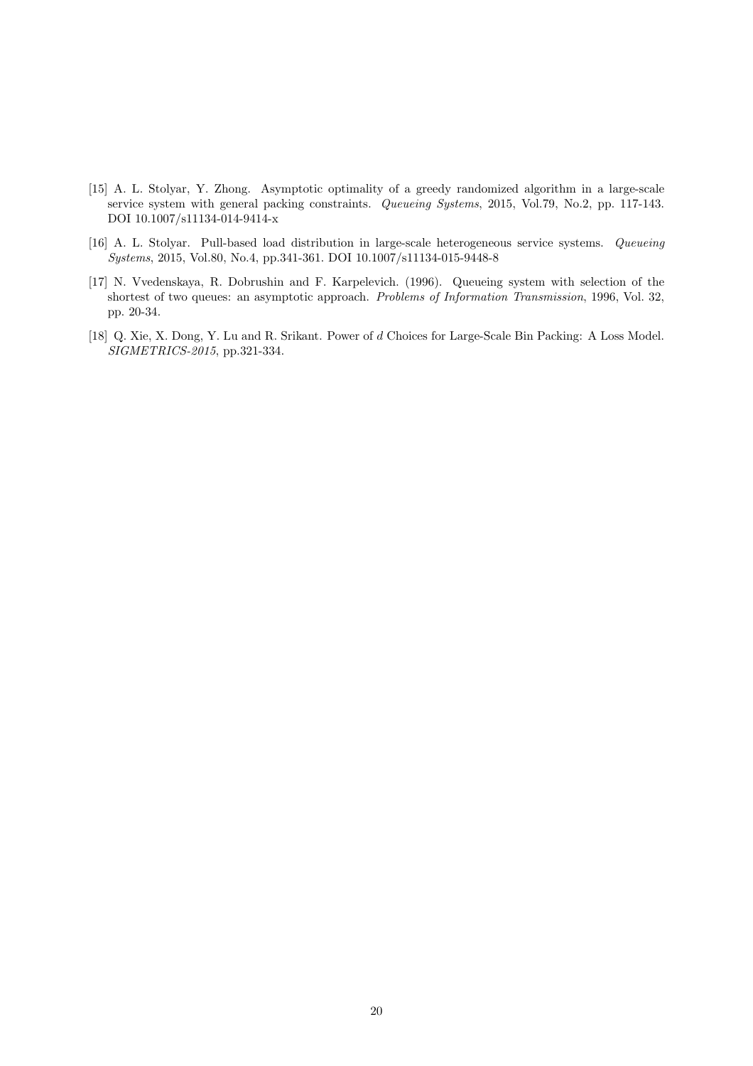[15] A. L. Stolyar, Y. Zhong. Asymptotic optimality of a greedy randomized algorithm in a large-scale service system with general packing constraints. *Queueing Systems*, 2015, Vol.79, No.2, pp. 117-143. DOI 10.1007/s11134-014-9414-x

[16] A. L. Stolyar. Pull-based load distribution in large-scale heterogeneous service systems. *Queueing Systems*, 2015, Vol.80, No.4, pp.341-361. DOI 10.1007/s11134-015-9448-8

[17] N. Vvedenskaya, R. Dobrushin and F. Karpelevich. (1996). Queueing system with selection of the shortest of two queues: an asymptotic approach. *Problems of Information Transmission*, 1996, Vol. 32, pp. 20-34.

[18] Q. Xie, X. Dong, Y. Lu and R. Srikant. Power of $d$ Choices for Large-Scale Bin Packing: A Loss Model. *SIGMETRICS-2015*, pp.321-334.